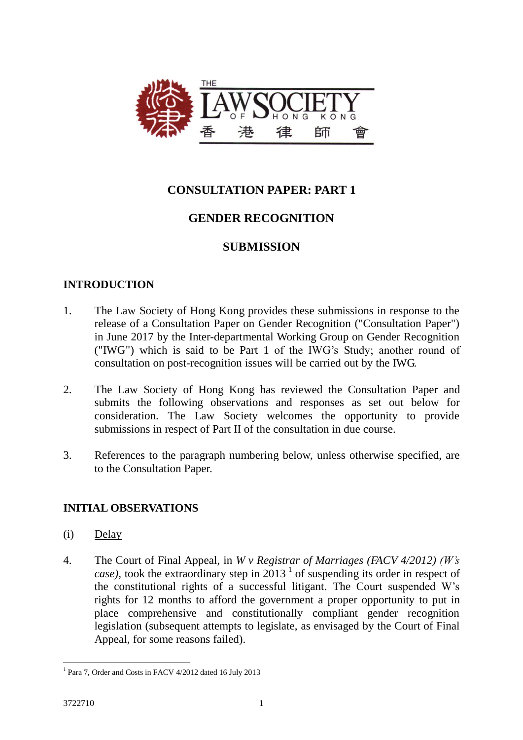THE LAW SOCIETY OF HONG KONG 香港律師會

# CONSULTATION PAPER: PART 1

# GENDER RECOGNITION

# SUBMISSION

## INTRODUCTION

1. The Law Society of Hong Kong provides these submissions in response to the release of a Consultation Paper on Gender Recognition ("Consultation Paper") in June 2017 by the Inter-departmental Working Group on Gender Recognition ("IWG") which is said to be Part 1 of the IWG's Study; another round of consultation on post-recognition issues will be carried out by the IWG.

2. The Law Society of Hong Kong has reviewed the Consultation Paper and submits the following observations and responses as set out below for consideration. The Law Society welcomes the opportunity to provide submissions in respect of Part II of the consultation in due course.

3. References to the paragraph numbering below, unless otherwise specified, are to the Consultation Paper.

## INITIAL OBSERVATIONS

(i) Delay

4. The Court of Final Appeal, in *W v Registrar of Marriages (FACV 4/2012) (W's case)*, took the extraordinary step in 2013 [1] of suspending its order in respect of the constitutional rights of a successful litigant. The Court suspended W's rights for 12 months to afford the government a proper opportunity to put in place comprehensive and constitutionally compliant gender recognition legislation (subsequent attempts to legislate, as envisaged by the Court of Final Appeal, for some reasons failed).

[1] Para 7, Order and Costs in FACV 4/2012 dated 16 July 2013

3722710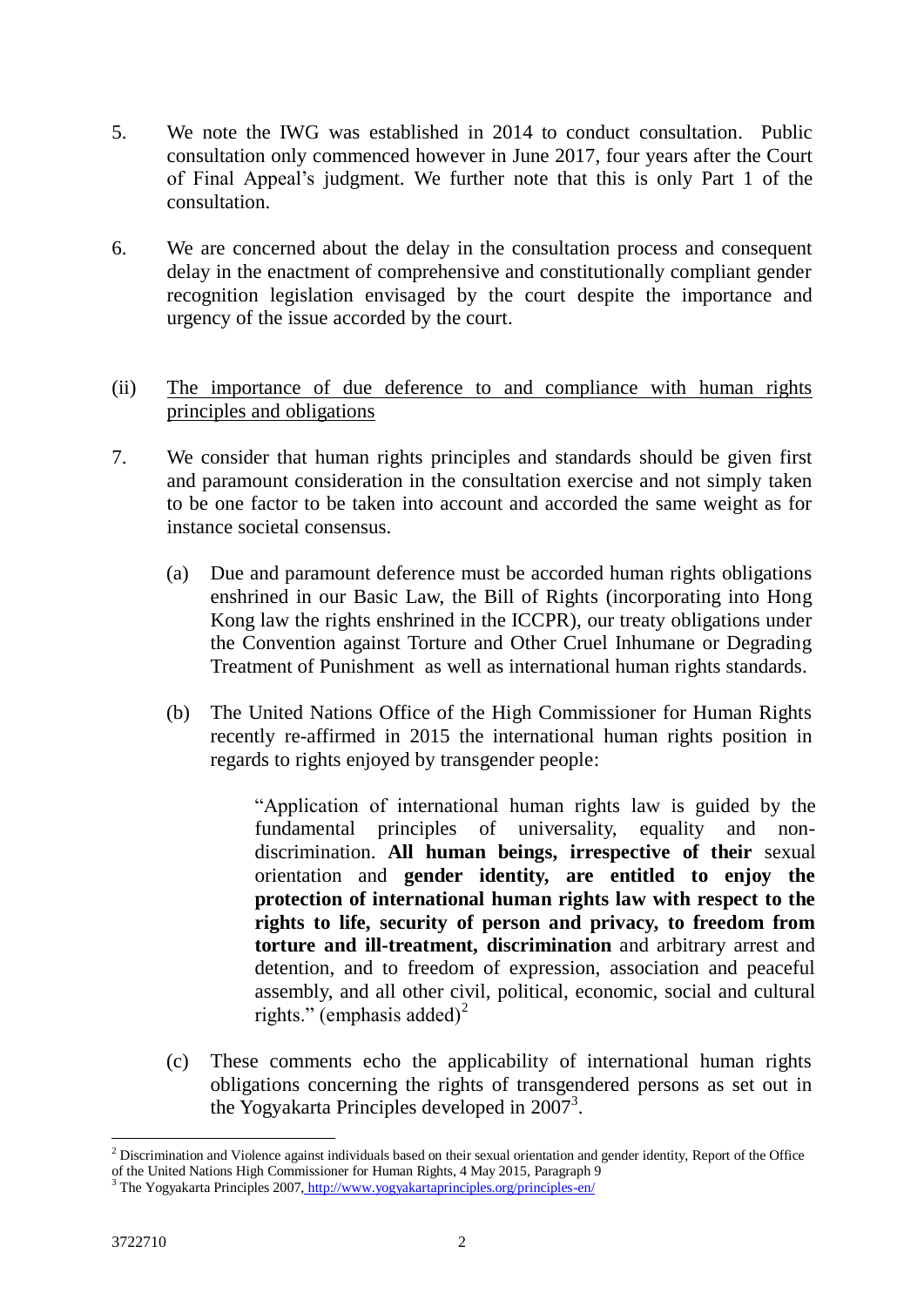5. We note the IWG was established in 2014 to conduct consultation. Public consultation only commenced however in June 2017, four years after the Court of Final Appeal's judgment. We further note that this is only Part 1 of the consultation.

6. We are concerned about the delay in the consultation process and consequent delay in the enactment of comprehensive and constitutionally compliant gender recognition legislation envisaged by the court despite the importance and urgency of the issue accorded by the court.

(ii) <u>The importance of due deference to and compliance with human rights principles and obligations</u>

7. We consider that human rights principles and standards should be given first and paramount consideration in the consultation exercise and not simply taken to be one factor to be taken into account and accorded the same weight as for instance societal consensus.

   (a) Due and paramount deference must be accorded human rights obligations enshrined in our Basic Law, the Bill of Rights (incorporating into Hong Kong law the rights enshrined in the ICCPR), our treaty obligations under the Convention against Torture and Other Cruel Inhumane or Degrading Treatment of Punishment as well as international human rights standards.

   (b) The United Nations Office of the High Commissioner for Human Rights recently re-affirmed in 2015 the international human rights position in regards to rights enjoyed by transgender people:

   > "Application of international human rights law is guided by the fundamental principles of universality, equality and non-discrimination. **All human beings, irrespective of their** sexual orientation and **gender identity, are entitled to enjoy the protection of international human rights law with respect to the rights to life, security of person and privacy, to freedom from torture and ill-treatment, discrimination** and arbitrary arrest and detention, and to freedom of expression, association and peaceful assembly, and all other civil, political, economic, social and cultural rights." (emphasis added)[2]

   (c) These comments echo the applicability of international human rights obligations concerning the rights of transgendered persons as set out in the Yogyakarta Principles developed in 2007[3].

---

[2] Discrimination and Violence against individuals based on their sexual orientation and gender identity, Report of the Office of the United Nations High Commissioner for Human Rights, 4 May 2015, Paragraph 9

[3] The Yogyakarta Principles 2007, http://www.yogyakartaprinciples.org/principles-en/

3722710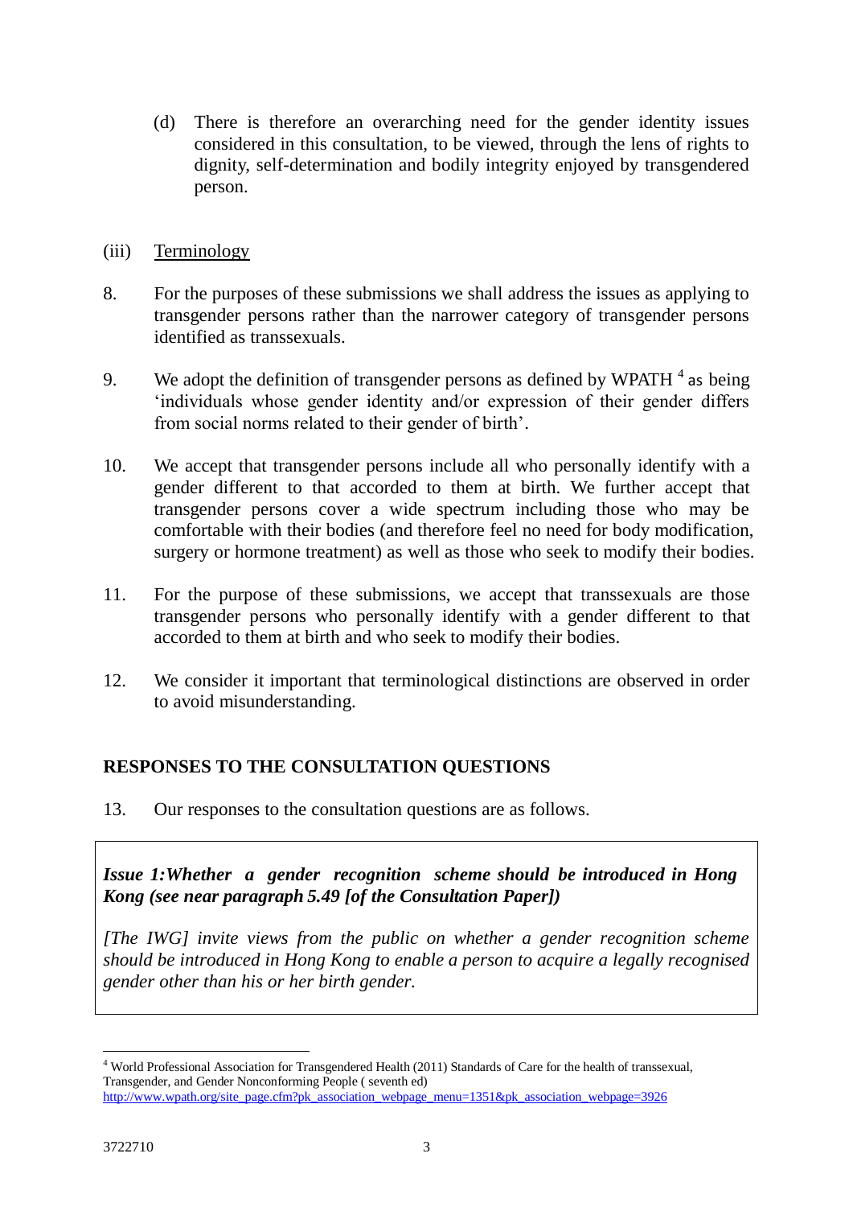(d) There is therefore an overarching need for the gender identity issues considered in this consultation, to be viewed, through the lens of rights to dignity, self-determination and bodily integrity enjoyed by transgendered person.

(iii) <u>Terminology</u>

8. For the purposes of these submissions we shall address the issues as applying to transgender persons rather than the narrower category of transgender persons identified as transsexuals.

9. We adopt the definition of transgender persons as defined by WPATH [4] as being 'individuals whose gender identity and/or expression of their gender differs from social norms related to their gender of birth'.

10. We accept that transgender persons include all who personally identify with a gender different to that accorded to them at birth. We further accept that transgender persons cover a wide spectrum including those who may be comfortable with their bodies (and therefore feel no need for body modification, surgery or hormone treatment) as well as those who seek to modify their bodies.

11. For the purpose of these submissions, we accept that transsexuals are those transgender persons who personally identify with a gender different to that accorded to them at birth and who seek to modify their bodies.

12. We consider it important that terminological distinctions are observed in order to avoid misunderstanding.

## RESPONSES TO THE CONSULTATION QUESTIONS

13. Our responses to the consultation questions are as follows.

> ***Issue 1: Whether a gender recognition scheme should be introduced in Hong Kong (see near paragraph 5.49 [of the Consultation Paper])***
>
> *[The IWG] invite views from the public on whether a gender recognition scheme should be introduced in Hong Kong to enable a person to acquire a legally recognised gender other than his or her birth gender.*

---

[4] World Professional Association for Transgendered Health (2011) Standards of Care for the health of transsexual, Transgender, and Gender Nonconforming People ( seventh ed) http://www.wpath.org/site_page.cfm?pk_association_webpage_menu=1351&pk_association_webpage=3926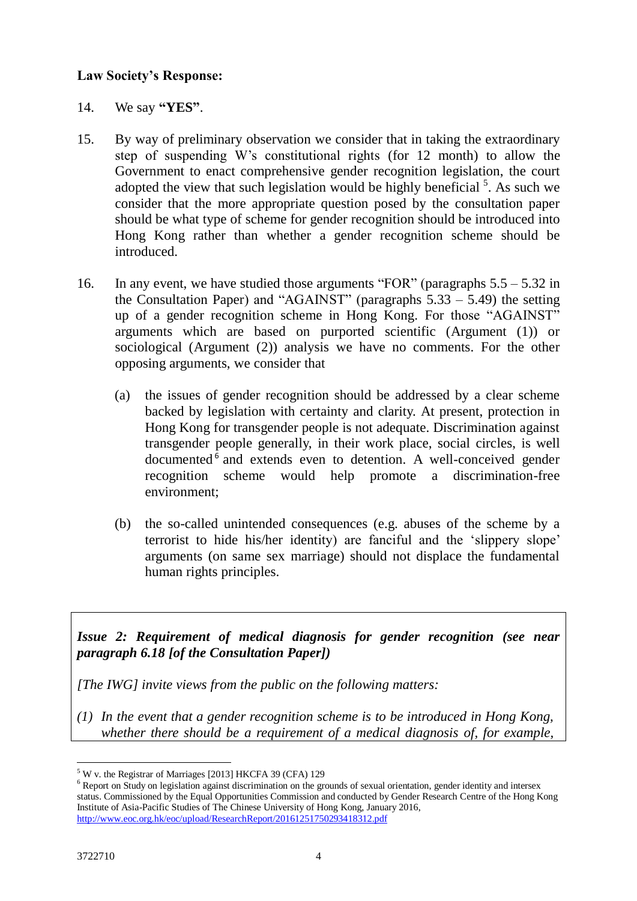**Law Society's Response:**

14. We say **"YES"**.

15. By way of preliminary observation we consider that in taking the extraordinary step of suspending W's constitutional rights (for 12 month) to allow the Government to enact comprehensive gender recognition legislation, the court adopted the view that such legislation would be highly beneficial [5]. As such we consider that the more appropriate question posed by the consultation paper should be what type of scheme for gender recognition should be introduced into Hong Kong rather than whether a gender recognition scheme should be introduced.

16. In any event, we have studied those arguments "FOR" (paragraphs 5.5 – 5.32 in the Consultation Paper) and "AGAINST" (paragraphs 5.33 – 5.49) the setting up of a gender recognition scheme in Hong Kong. For those "AGAINST" arguments which are based on purported scientific (Argument (1)) or sociological (Argument (2)) analysis we have no comments. For the other opposing arguments, we consider that

    (a) the issues of gender recognition should be addressed by a clear scheme backed by legislation with certainty and clarity. At present, protection in Hong Kong for transgender people is not adequate. Discrimination against transgender people generally, in their work place, social circles, is well documented [6] and extends even to detention. A well-conceived gender recognition scheme would help promote a discrimination-free environment;

    (b) the so-called unintended consequences (e.g. abuses of the scheme by a terrorist to hide his/her identity) are fanciful and the 'slippery slope' arguments (on same sex marriage) should not displace the fundamental human rights principles.

***Issue 2: Requirement of medical diagnosis for gender recognition (see near paragraph 6.18 [of the Consultation Paper])***

*[The IWG] invite views from the public on the following matters:*

*(1) In the event that a gender recognition scheme is to be introduced in Hong Kong, whether there should be a requirement of a medical diagnosis of, for example,*

---

[5] W v. the Registrar of Marriages [2013] HKCFA 39 (CFA) 129

[6] Report on Study on legislation against discrimination on the grounds of sexual orientation, gender identity and intersex status. Commissioned by the Equal Opportunities Commission and conducted by Gender Research Centre of the Hong Kong Institute of Asia-Pacific Studies of The Chinese University of Hong Kong, January 2016, http://www.eoc.org.hk/eoc/upload/ResearchReport/20161251750293418312.pdf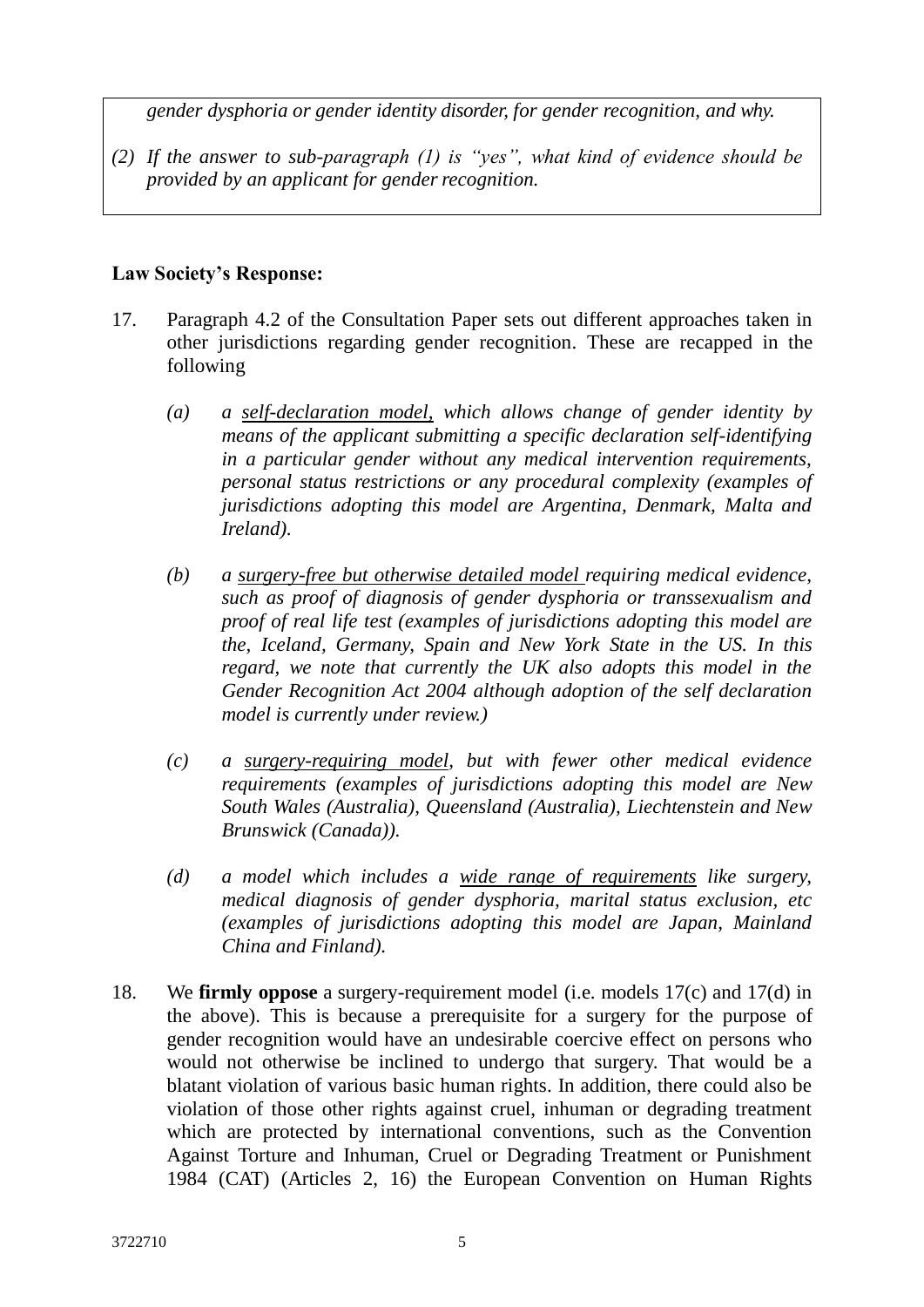*gender dysphoria or gender identity disorder, for gender recognition, and why.*

*(2) If the answer to sub-paragraph (1) is "yes", what kind of evidence should be provided by an applicant for gender recognition.*

**Law Society's Response:**

17. Paragraph 4.2 of the Consultation Paper sets out different approaches taken in other jurisdictions regarding gender recognition. These are recapped in the following

    *(a) a self-declaration model, which allows change of gender identity by means of the applicant submitting a specific declaration self-identifying in a particular gender without any medical intervention requirements, personal status restrictions or any procedural complexity (examples of jurisdictions adopting this model are Argentina, Denmark, Malta and Ireland).*

    *(b) a surgery-free but otherwise detailed model requiring medical evidence, such as proof of diagnosis of gender dysphoria or transsexualism and proof of real life test (examples of jurisdictions adopting this model are the, Iceland, Germany, Spain and New York State in the US. In this regard, we note that currently the UK also adopts this model in the Gender Recognition Act 2004 although adoption of the self declaration model is currently under review.)*

    *(c) a surgery-requiring model, but with fewer other medical evidence requirements (examples of jurisdictions adopting this model are New South Wales (Australia), Queensland (Australia), Liechtenstein and New Brunswick (Canada)).*

    *(d) a model which includes a wide range of requirements like surgery, medical diagnosis of gender dysphoria, marital status exclusion, etc (examples of jurisdictions adopting this model are Japan, Mainland China and Finland).*

18. We **firmly oppose** a surgery-requirement model (i.e. models 17(c) and 17(d) in the above). This is because a prerequisite for a surgery for the purpose of gender recognition would have an undesirable coercive effect on persons who would not otherwise be inclined to undergo that surgery. That would be a blatant violation of various basic human rights. In addition, there could also be violation of those other rights against cruel, inhuman or degrading treatment which are protected by international conventions, such as the Convention Against Torture and Inhuman, Cruel or Degrading Treatment or Punishment 1984 (CAT) (Articles 2, 16) the European Convention on Human Rights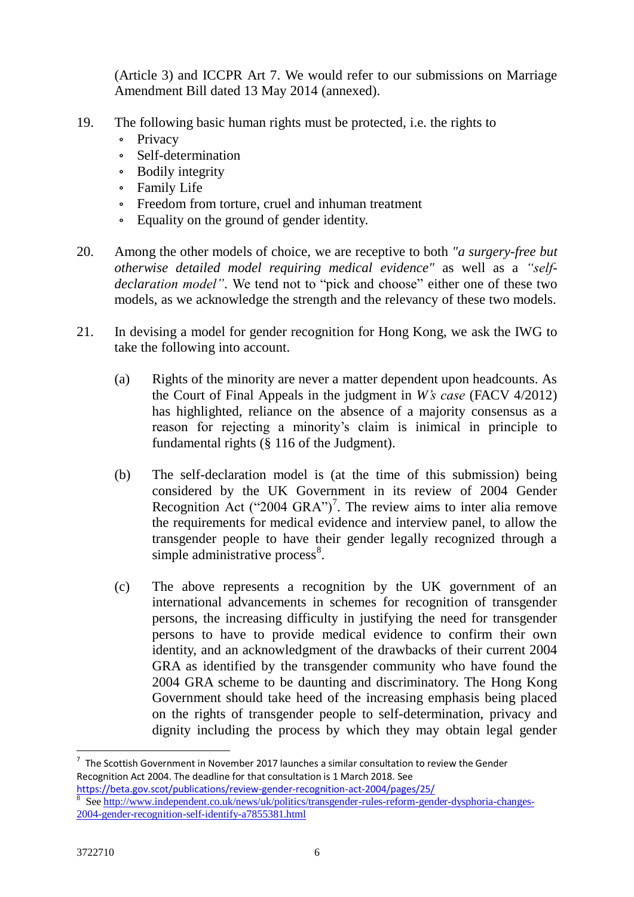(Article 3) and ICCPR Art 7. We would refer to our submissions on Marriage Amendment Bill dated 13 May 2014 (annexed).

19. The following basic human rights must be protected, i.e. the rights to
    - Privacy
    - Self-determination
    - Bodily integrity
    - Family Life
    - Freedom from torture, cruel and inhuman treatment
    - Equality on the ground of gender identity.

20. Among the other models of choice, we are receptive to both *"a surgery-free but otherwise detailed model requiring medical evidence"* as well as a *"self-declaration model"*. We tend not to "pick and choose" either one of these two models, as we acknowledge the strength and the relevancy of these two models.

21. In devising a model for gender recognition for Hong Kong, we ask the IWG to take the following into account.

    (a) Rights of the minority are never a matter dependent upon headcounts. As the Court of Final Appeals in the judgment in *W's case* (FACV 4/2012) has highlighted, reliance on the absence of a majority consensus as a reason for rejecting a minority's claim is inimical in principle to fundamental rights (§ 116 of the Judgment).

    (b) The self-declaration model is (at the time of this submission) being considered by the UK Government in its review of 2004 Gender Recognition Act ("2004 GRA")[7]. The review aims to inter alia remove the requirements for medical evidence and interview panel, to allow the transgender people to have their gender legally recognized through a simple administrative process[8].

    (c) The above represents a recognition by the UK government of an international advancements in schemes for recognition of transgender persons, the increasing difficulty in justifying the need for transgender persons to have to provide medical evidence to confirm their own identity, and an acknowledgment of the drawbacks of their current 2004 GRA as identified by the transgender community who have found the 2004 GRA scheme to be daunting and discriminatory. The Hong Kong Government should take heed of the increasing emphasis being placed on the rights of transgender people to self-determination, privacy and dignity including the process by which they may obtain legal gender

---

[7] The Scottish Government in November 2017 launches a similar consultation to review the Gender Recognition Act 2004. The deadline for that consultation is 1 March 2018. See https://beta.gov.scot/publications/review-gender-recognition-act-2004/pages/25/

[8] See http://www.independent.co.uk/news/uk/politics/transgender-rules-reform-gender-dysphoria-changes-2004-gender-recognition-self-identify-a7855381.html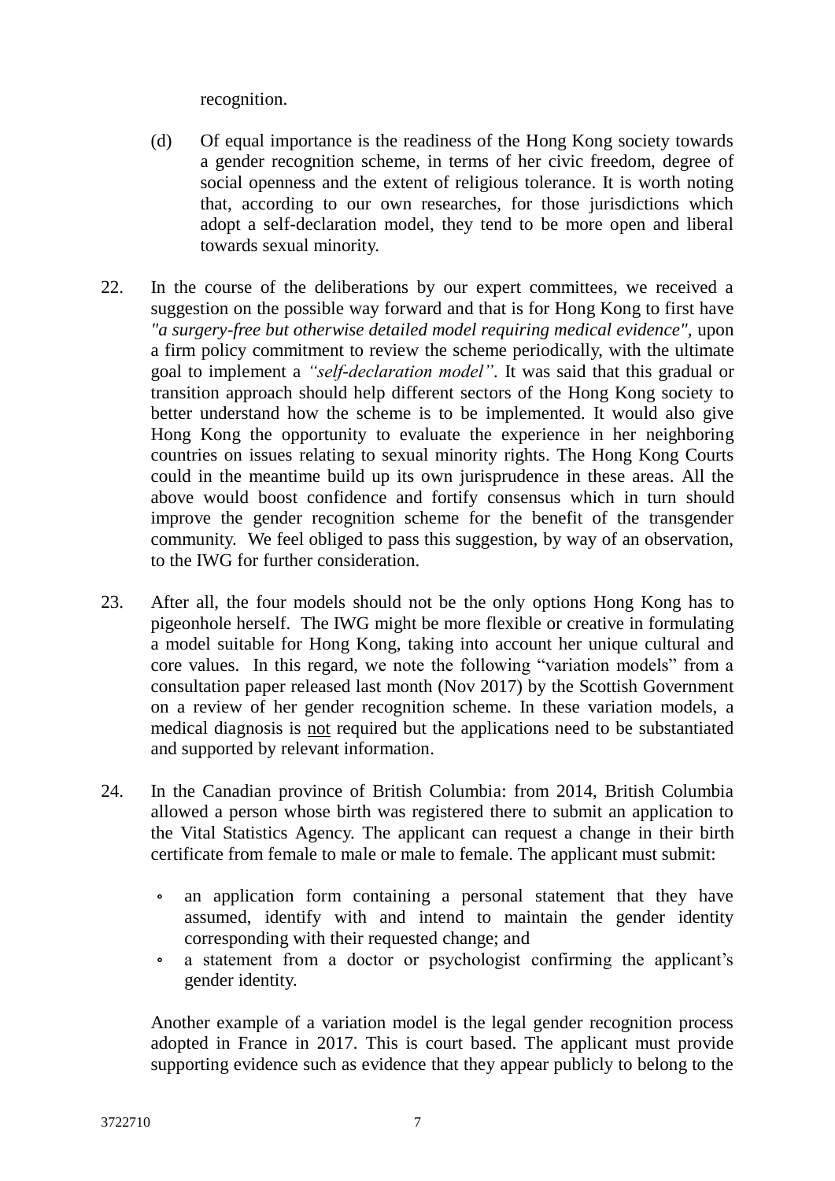recognition.

(d) Of equal importance is the readiness of the Hong Kong society towards a gender recognition scheme, in terms of her civic freedom, degree of social openness and the extent of religious tolerance. It is worth noting that, according to our own researches, for those jurisdictions which adopt a self-declaration model, they tend to be more open and liberal towards sexual minority.

22. In the course of the deliberations by our expert committees, we received a suggestion on the possible way forward and that is for Hong Kong to first have *"a surgery-free but otherwise detailed model requiring medical evidence"*, upon a firm policy commitment to review the scheme periodically, with the ultimate goal to implement a *"self-declaration model"*. It was said that this gradual or transition approach should help different sectors of the Hong Kong society to better understand how the scheme is to be implemented. It would also give Hong Kong the opportunity to evaluate the experience in her neighboring countries on issues relating to sexual minority rights. The Hong Kong Courts could in the meantime build up its own jurisprudence in these areas. All the above would boost confidence and fortify consensus which in turn should improve the gender recognition scheme for the benefit of the transgender community. We feel obliged to pass this suggestion, by way of an observation, to the IWG for further consideration.

23. After all, the four models should not be the only options Hong Kong has to pigeonhole herself. The IWG might be more flexible or creative in formulating a model suitable for Hong Kong, taking into account her unique cultural and core values. In this regard, we note the following "variation models" from a consultation paper released last month (Nov 2017) by the Scottish Government on a review of her gender recognition scheme. In these variation models, a medical diagnosis is <u>not</u> required but the applications need to be substantiated and supported by relevant information.

24. In the Canadian province of British Columbia: from 2014, British Columbia allowed a person whose birth was registered there to submit an application to the Vital Statistics Agency. The applicant can request a change in their birth certificate from female to male or male to female. The applicant must submit:

- an application form containing a personal statement that they have assumed, identify with and intend to maintain the gender identity corresponding with their requested change; and
- a statement from a doctor or psychologist confirming the applicant's gender identity.

Another example of a variation model is the legal gender recognition process adopted in France in 2017. This is court based. The applicant must provide supporting evidence such as evidence that they appear publicly to belong to the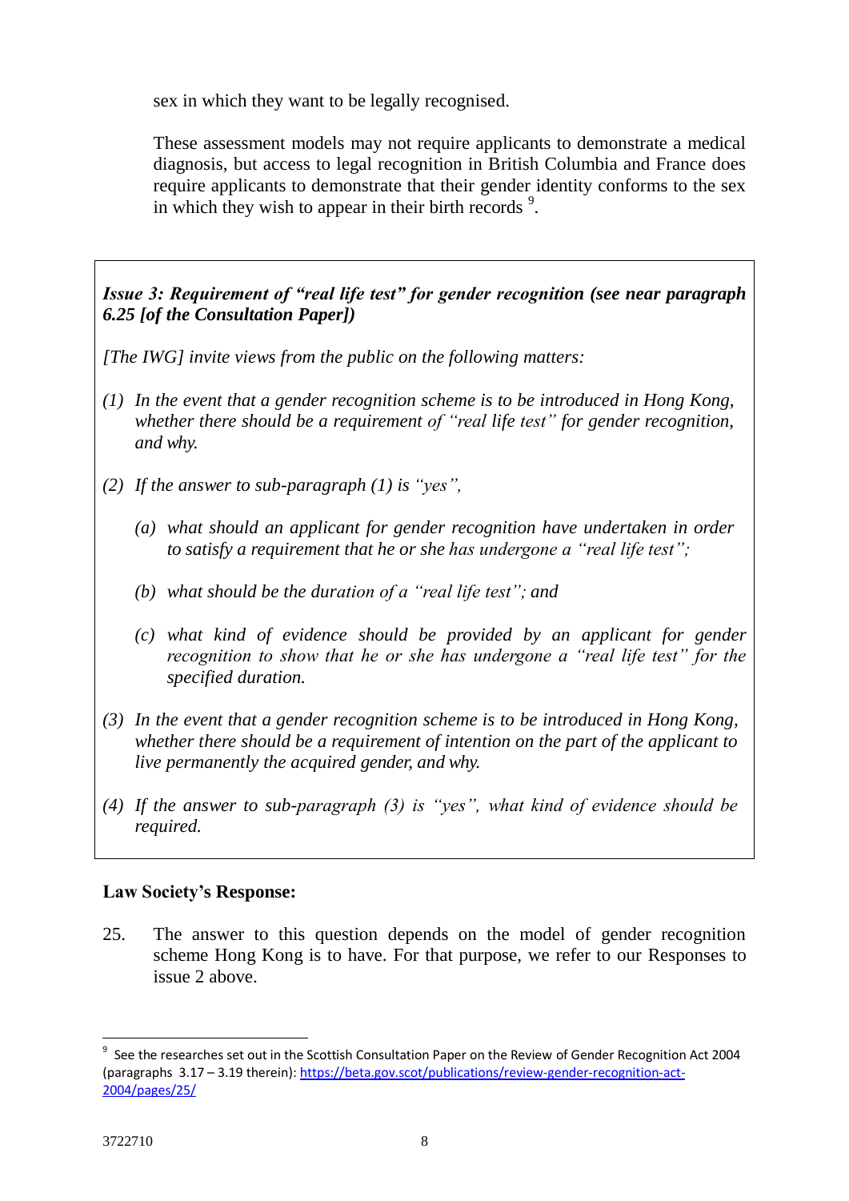sex in which they want to be legally recognised.

These assessment models may not require applicants to demonstrate a medical diagnosis, but access to legal recognition in British Columbia and France does require applicants to demonstrate that their gender identity conforms to the sex in which they wish to appear in their birth records [9].

> ***Issue 3: Requirement of "real life test" for gender recognition (see near paragraph 6.25 [of the Consultation Paper])***
>
> *[The IWG] invite views from the public on the following matters:*
>
> *(1) In the event that a gender recognition scheme is to be introduced in Hong Kong, whether there should be a requirement of "real life test" for gender recognition, and why.*
>
> *(2) If the answer to sub-paragraph (1) is "yes",*
>
> *(a) what should an applicant for gender recognition have undertaken in order to satisfy a requirement that he or she has undergone a "real life test";*
>
> *(b) what should be the duration of a "real life test"; and*
>
> *(c) what kind of evidence should be provided by an applicant for gender recognition to show that he or she has undergone a "real life test" for the specified duration.*
>
> *(3) In the event that a gender recognition scheme is to be introduced in Hong Kong, whether there should be a requirement of intention on the part of the applicant to live permanently the acquired gender, and why.*
>
> *(4) If the answer to sub-paragraph (3) is "yes", what kind of evidence should be required.*

**Law Society's Response:**

25. The answer to this question depends on the model of gender recognition scheme Hong Kong is to have. For that purpose, we refer to our Responses to issue 2 above.

---

[9] See the researches set out in the Scottish Consultation Paper on the Review of Gender Recognition Act 2004 (paragraphs 3.17 – 3.19 therein): https://beta.gov.scot/publications/review-gender-recognition-act-2004/pages/25/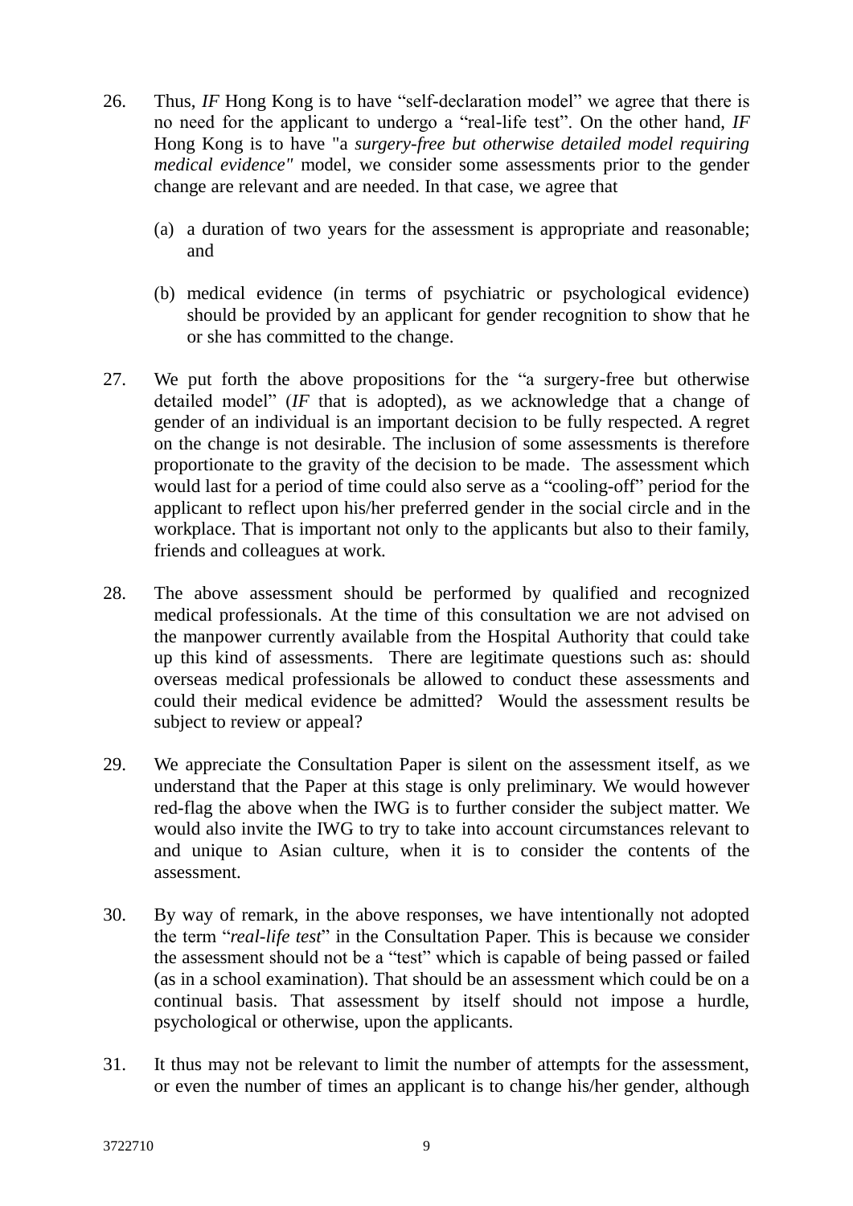26. Thus, *IF* Hong Kong is to have "self-declaration model" we agree that there is no need for the applicant to undergo a "real-life test". On the other hand, *IF* Hong Kong is to have "a *surgery-free but otherwise detailed model requiring medical evidence"* model, we consider some assessments prior to the gender change are relevant and are needed. In that case, we agree that

    (a) a duration of two years for the assessment is appropriate and reasonable; and

    (b) medical evidence (in terms of psychiatric or psychological evidence) should be provided by an applicant for gender recognition to show that he or she has committed to the change.

27. We put forth the above propositions for the "a surgery-free but otherwise detailed model" (*IF* that is adopted), as we acknowledge that a change of gender of an individual is an important decision to be fully respected. A regret on the change is not desirable. The inclusion of some assessments is therefore proportionate to the gravity of the decision to be made. The assessment which would last for a period of time could also serve as a "cooling-off" period for the applicant to reflect upon his/her preferred gender in the social circle and in the workplace. That is important not only to the applicants but also to their family, friends and colleagues at work.

28. The above assessment should be performed by qualified and recognized medical professionals. At the time of this consultation we are not advised on the manpower currently available from the Hospital Authority that could take up this kind of assessments. There are legitimate questions such as: should overseas medical professionals be allowed to conduct these assessments and could their medical evidence be admitted? Would the assessment results be subject to review or appeal?

29. We appreciate the Consultation Paper is silent on the assessment itself, as we understand that the Paper at this stage is only preliminary. We would however red-flag the above when the IWG is to further consider the subject matter. We would also invite the IWG to try to take into account circumstances relevant to and unique to Asian culture, when it is to consider the contents of the assessment.

30. By way of remark, in the above responses, we have intentionally not adopted the term "*real-life test*" in the Consultation Paper. This is because we consider the assessment should not be a "test" which is capable of being passed or failed (as in a school examination). That should be an assessment which could be on a continual basis. That assessment by itself should not impose a hurdle, psychological or otherwise, upon the applicants.

31. It thus may not be relevant to limit the number of attempts for the assessment, or even the number of times an applicant is to change his/her gender, although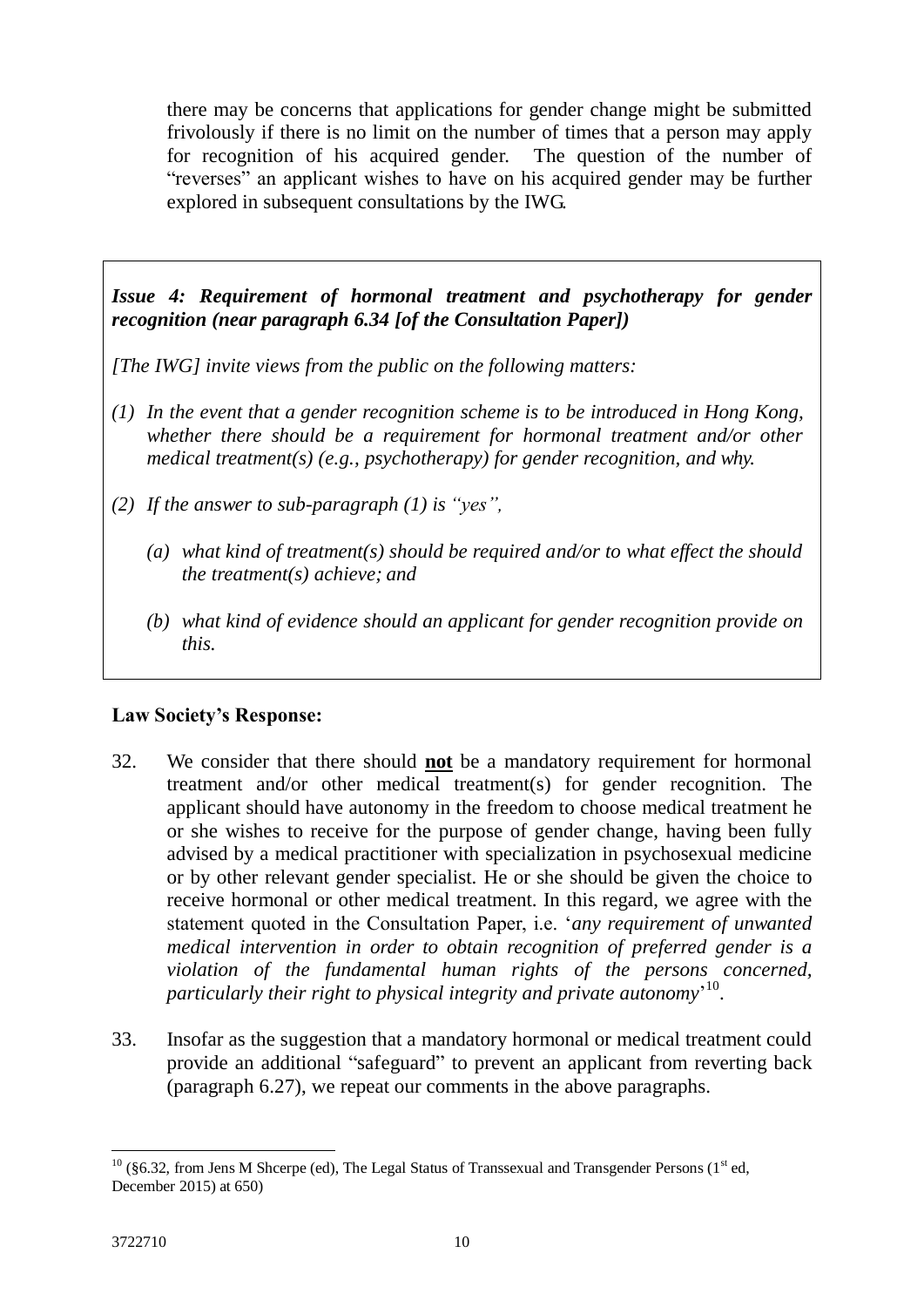there may be concerns that applications for gender change might be submitted frivolously if there is no limit on the number of times that a person may apply for recognition of his acquired gender. The question of the number of "reverses" an applicant wishes to have on his acquired gender may be further explored in subsequent consultations by the IWG.

> ***Issue 4: Requirement of hormonal treatment and psychotherapy for gender recognition (near paragraph 6.34 [of the Consultation Paper])***
>
> *[The IWG] invite views from the public on the following matters:*
>
> *(1) In the event that a gender recognition scheme is to be introduced in Hong Kong, whether there should be a requirement for hormonal treatment and/or other medical treatment(s) (e.g., psychotherapy) for gender recognition, and why.*
>
> *(2) If the answer to sub-paragraph (1) is "yes",*
>
> *(a) what kind of treatment(s) should be required and/or to what effect the should the treatment(s) achieve; and*
>
> *(b) what kind of evidence should an applicant for gender recognition provide on this.*

**Law Society's Response:**

32. We consider that there should **not** be a mandatory requirement for hormonal treatment and/or other medical treatment(s) for gender recognition. The applicant should have autonomy in the freedom to choose medical treatment he or she wishes to receive for the purpose of gender change, having been fully advised by a medical practitioner with specialization in psychosexual medicine or by other relevant gender specialist. He or she should be given the choice to receive hormonal or other medical treatment. In this regard, we agree with the statement quoted in the Consultation Paper, i.e. '*any requirement of unwanted medical intervention in order to obtain recognition of preferred gender is a violation of the fundamental human rights of the persons concerned, particularly their right to physical integrity and private autonomy*'[10].

33. Insofar as the suggestion that a mandatory hormonal or medical treatment could provide an additional "safeguard" to prevent an applicant from reverting back (paragraph 6.27), we repeat our comments in the above paragraphs.

---

[10] (§6.32, from Jens M Shcerpe (ed), The Legal Status of Transsexual and Transgender Persons (1st ed, December 2015) at 650)

3722710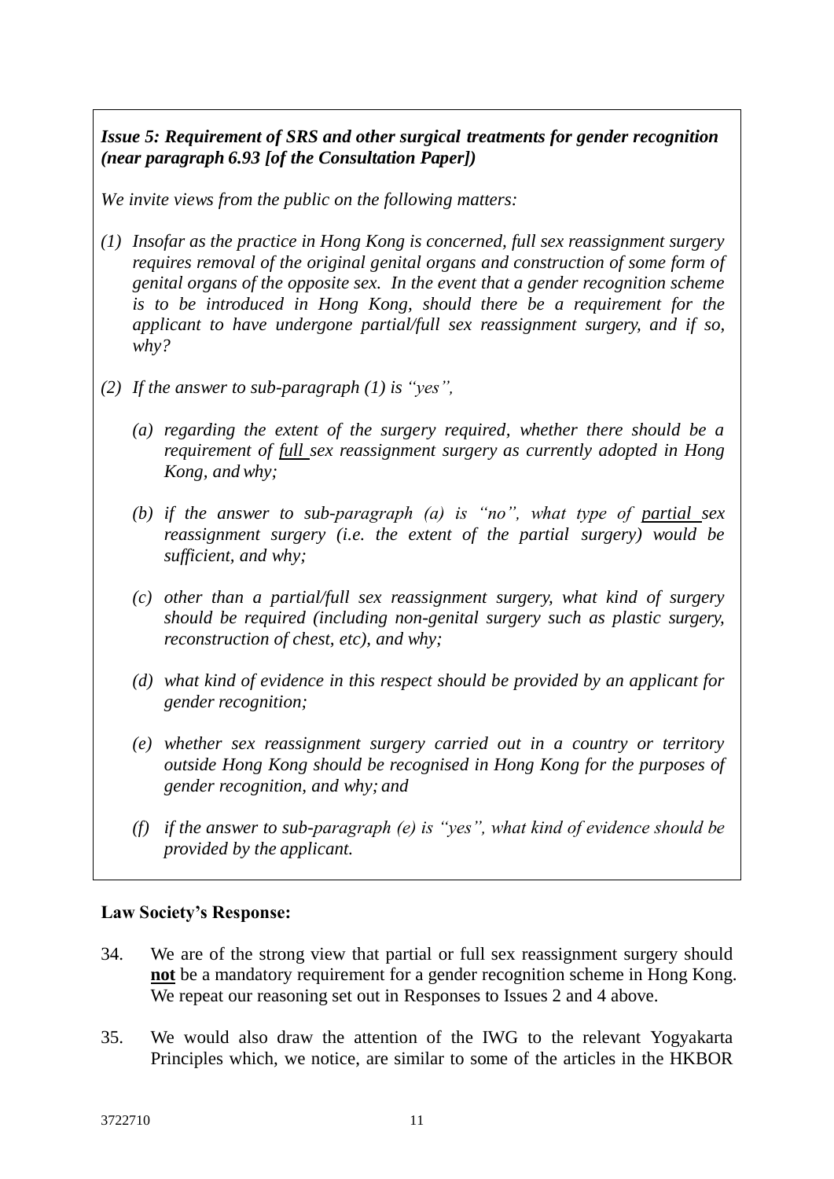*Issue 5: Requirement of SRS and other surgical treatments for gender recognition (near paragraph 6.93 [of the Consultation Paper])*

*We invite views from the public on the following matters:*

*(1) Insofar as the practice in Hong Kong is concerned, full sex reassignment surgery requires removal of the original genital organs and construction of some form of genital organs of the opposite sex. In the event that a gender recognition scheme is to be introduced in Hong Kong, should there be a requirement for the applicant to have undergone partial/full sex reassignment surgery, and if so, why?*

*(2) If the answer to sub-paragraph (1) is "yes",*

*(a) regarding the extent of the surgery required, whether there should be a requirement of <u>full</u> sex reassignment surgery as currently adopted in Hong Kong, and why;*

*(b) if the answer to sub-paragraph (a) is "no", what type of <u>partial</u> sex reassignment surgery (i.e. the extent of the partial surgery) would be sufficient, and why;*

*(c) other than a partial/full sex reassignment surgery, what kind of surgery should be required (including non-genital surgery such as plastic surgery, reconstruction of chest, etc), and why;*

*(d) what kind of evidence in this respect should be provided by an applicant for gender recognition;*

*(e) whether sex reassignment surgery carried out in a country or territory outside Hong Kong should be recognised in Hong Kong for the purposes of gender recognition, and why; and*

*(f) if the answer to sub-paragraph (e) is "yes", what kind of evidence should be provided by the applicant.*

**Law Society's Response:**

34. We are of the strong view that partial or full sex reassignment surgery should <u>**not**</u> be a mandatory requirement for a gender recognition scheme in Hong Kong. We repeat our reasoning set out in Responses to Issues 2 and 4 above.

35. We would also draw the attention of the IWG to the relevant Yogyakarta Principles which, we notice, are similar to some of the articles in the HKBOR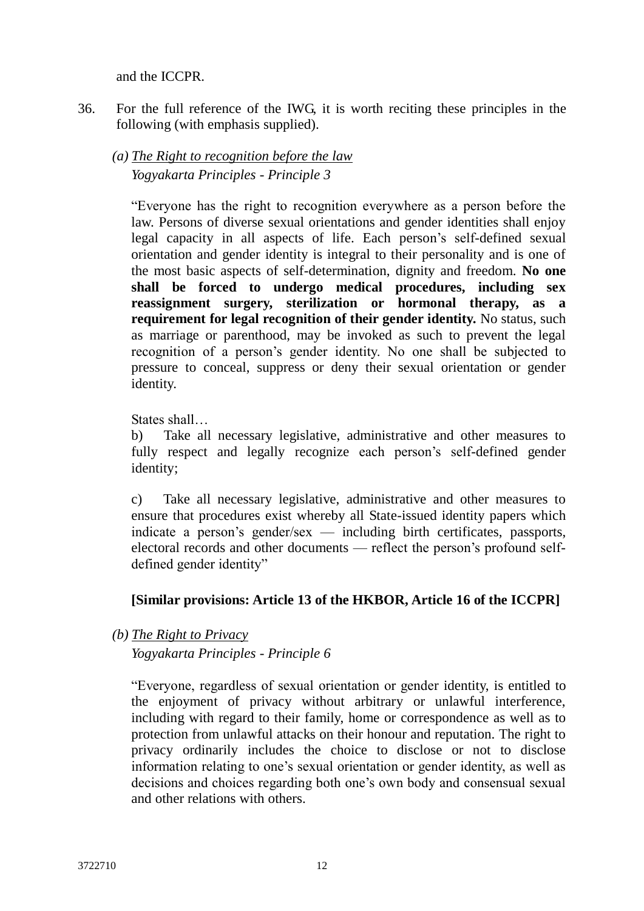and the ICCPR.

36. For the full reference of the IWG, it is worth reciting these principles in the following (with emphasis supplied).

*(a) <u>The Right to recognition before the law</u>*
*Yogyakarta Principles - Principle 3*

> "Everyone has the right to recognition everywhere as a person before the law. Persons of diverse sexual orientations and gender identities shall enjoy legal capacity in all aspects of life. Each person's self-defined sexual orientation and gender identity is integral to their personality and is one of the most basic aspects of self-determination, dignity and freedom. **No one shall be forced to undergo medical procedures, including sex reassignment surgery, sterilization or hormonal therapy, as a requirement for legal recognition of their gender identity.** No status, such as marriage or parenthood, may be invoked as such to prevent the legal recognition of a person's gender identity. No one shall be subjected to pressure to conceal, suppress or deny their sexual orientation or gender identity.
>
> States shall…
>
> b) Take all necessary legislative, administrative and other measures to fully respect and legally recognize each person's self-defined gender identity;
>
> c) Take all necessary legislative, administrative and other measures to ensure that procedures exist whereby all State-issued identity papers which indicate a person's gender/sex — including birth certificates, passports, electoral records and other documents — reflect the person's profound self-defined gender identity"

**[Similar provisions: Article 13 of the HKBOR, Article 16 of the ICCPR]**

*(b) <u>The Right to Privacy</u>*
*Yogyakarta Principles - Principle 6*

> "Everyone, regardless of sexual orientation or gender identity, is entitled to the enjoyment of privacy without arbitrary or unlawful interference, including with regard to their family, home or correspondence as well as to protection from unlawful attacks on their honour and reputation. The right to privacy ordinarily includes the choice to disclose or not to disclose information relating to one's sexual orientation or gender identity, as well as decisions and choices regarding both one's own body and consensual sexual and other relations with others.

3722710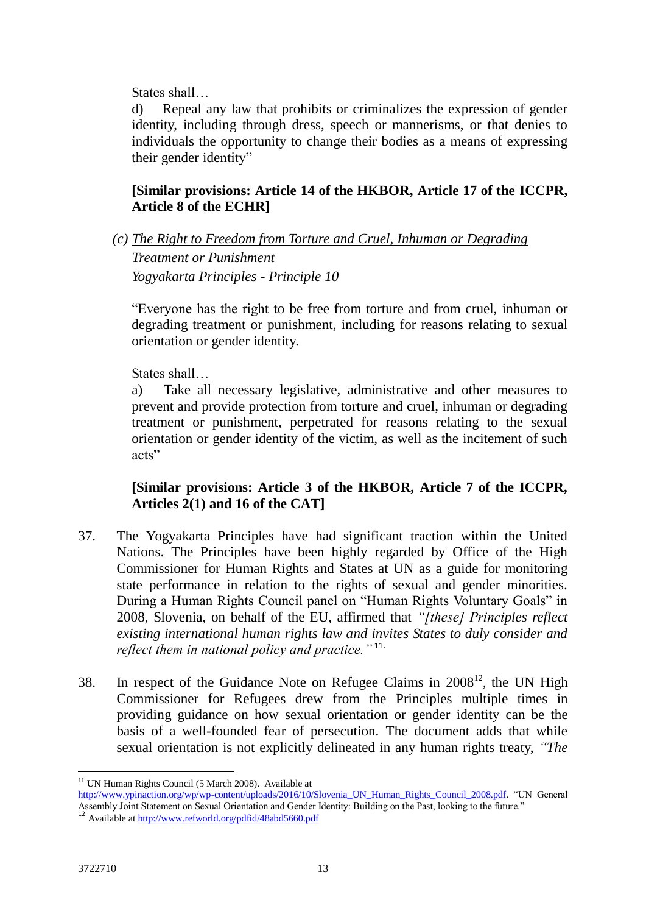States shall…

d) Repeal any law that prohibits or criminalizes the expression of gender identity, including through dress, speech or mannerisms, or that denies to individuals the opportunity to change their bodies as a means of expressing their gender identity"

**[Similar provisions: Article 14 of the HKBOR, Article 17 of the ICCPR, Article 8 of the ECHR]**

(c) The Right to Freedom from Torture and Cruel, Inhuman or Degrading Treatment or Punishment
*Yogyakarta Principles - Principle 10*

"Everyone has the right to be free from torture and from cruel, inhuman or degrading treatment or punishment, including for reasons relating to sexual orientation or gender identity.

States shall…

a) Take all necessary legislative, administrative and other measures to prevent and provide protection from torture and cruel, inhuman or degrading treatment or punishment, perpetrated for reasons relating to the sexual orientation or gender identity of the victim, as well as the incitement of such acts"

**[Similar provisions: Article 3 of the HKBOR, Article 7 of the ICCPR, Articles 2(1) and 16 of the CAT]**

37. The Yogyakarta Principles have had significant traction within the United Nations. The Principles have been highly regarded by Office of the High Commissioner for Human Rights and States at UN as a guide for monitoring state performance in relation to the rights of sexual and gender minorities. During a Human Rights Council panel on "Human Rights Voluntary Goals" in 2008, Slovenia, on behalf of the EU, affirmed that *"[these] Principles reflect existing international human rights law and invites States to duly consider and reflect them in national policy and practice."* [11].

38. In respect of the Guidance Note on Refugee Claims in 2008[12], the UN High Commissioner for Refugees drew from the Principles multiple times in providing guidance on how sexual orientation or gender identity can be the basis of a well-founded fear of persecution. The document adds that while sexual orientation is not explicitly delineated in any human rights treaty, *"The*

---

[11] UN Human Rights Council (5 March 2008). Available at http://www.ypinaction.org/wp/wp-content/uploads/2016/10/Slovenia_UN_Human_Rights_Council_2008.pdf. "UN General Assembly Joint Statement on Sexual Orientation and Gender Identity: Building on the Past, looking to the future."

[12] Available at http://www.refworld.org/pdfid/48abd5660.pdf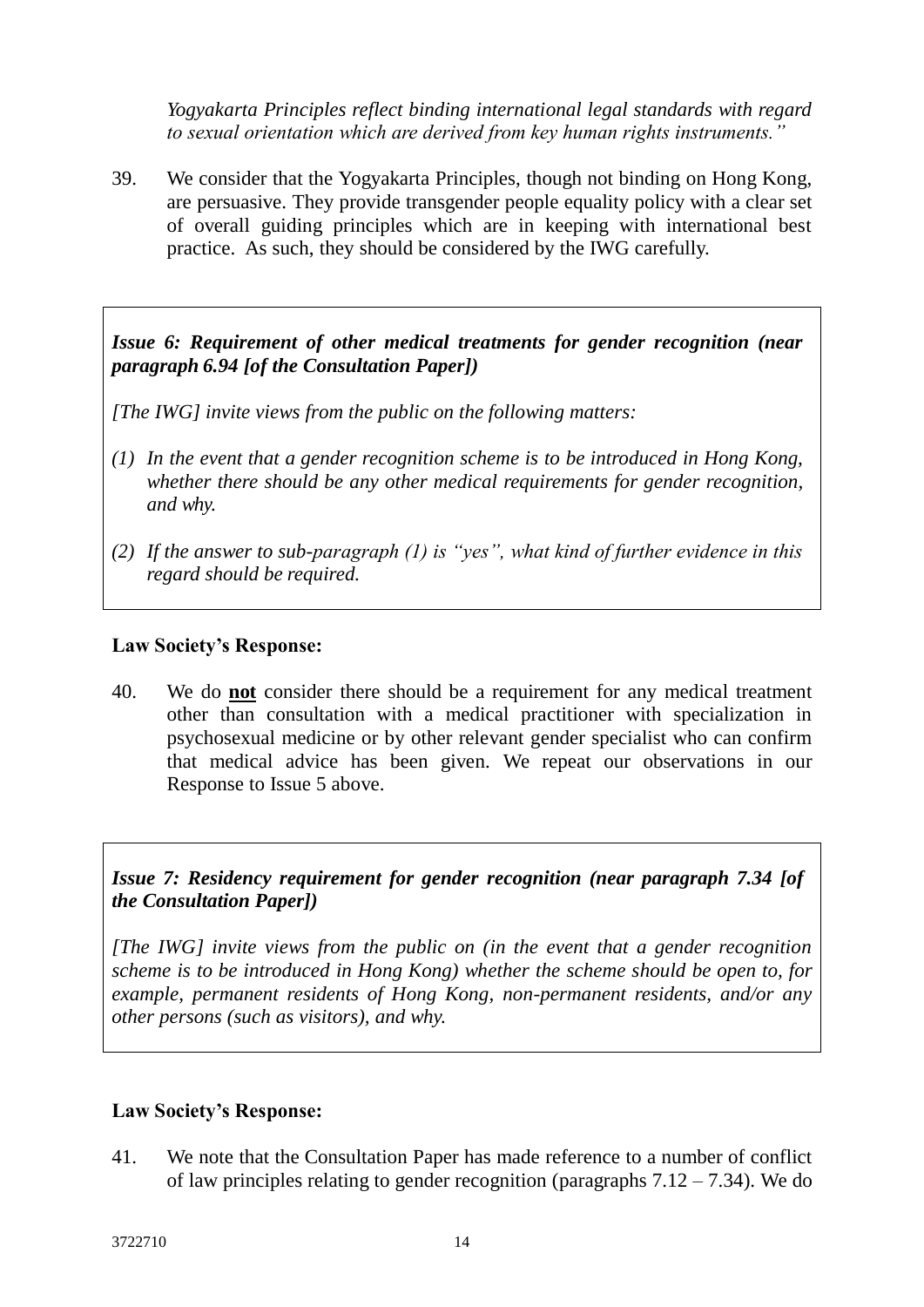*Yogyakarta Principles reflect binding international legal standards with regard to sexual orientation which are derived from key human rights instruments."*

39. We consider that the Yogyakarta Principles, though not binding on Hong Kong, are persuasive. They provide transgender people equality policy with a clear set of overall guiding principles which are in keeping with international best practice. As such, they should be considered by the IWG carefully.

> ***Issue 6: Requirement of other medical treatments for gender recognition (near paragraph 6.94 [of the Consultation Paper])***
>
> *[The IWG] invite views from the public on the following matters:*
>
> *(1) In the event that a gender recognition scheme is to be introduced in Hong Kong, whether there should be any other medical requirements for gender recognition, and why.*
>
> *(2) If the answer to sub-paragraph (1) is "yes", what kind of further evidence in this regard should be required.*

**Law Society's Response:**

40. We do **<u>not</u>** consider there should be a requirement for any medical treatment other than consultation with a medical practitioner with specialization in psychosexual medicine or by other relevant gender specialist who can confirm that medical advice has been given. We repeat our observations in our Response to Issue 5 above.

> ***Issue 7: Residency requirement for gender recognition (near paragraph 7.34 [of the Consultation Paper])***
>
> *[The IWG] invite views from the public on (in the event that a gender recognition scheme is to be introduced in Hong Kong) whether the scheme should be open to, for example, permanent residents of Hong Kong, non-permanent residents, and/or any other persons (such as visitors), and why.*

**Law Society's Response:**

41. We note that the Consultation Paper has made reference to a number of conflict of law principles relating to gender recognition (paragraphs 7.12 – 7.34). We do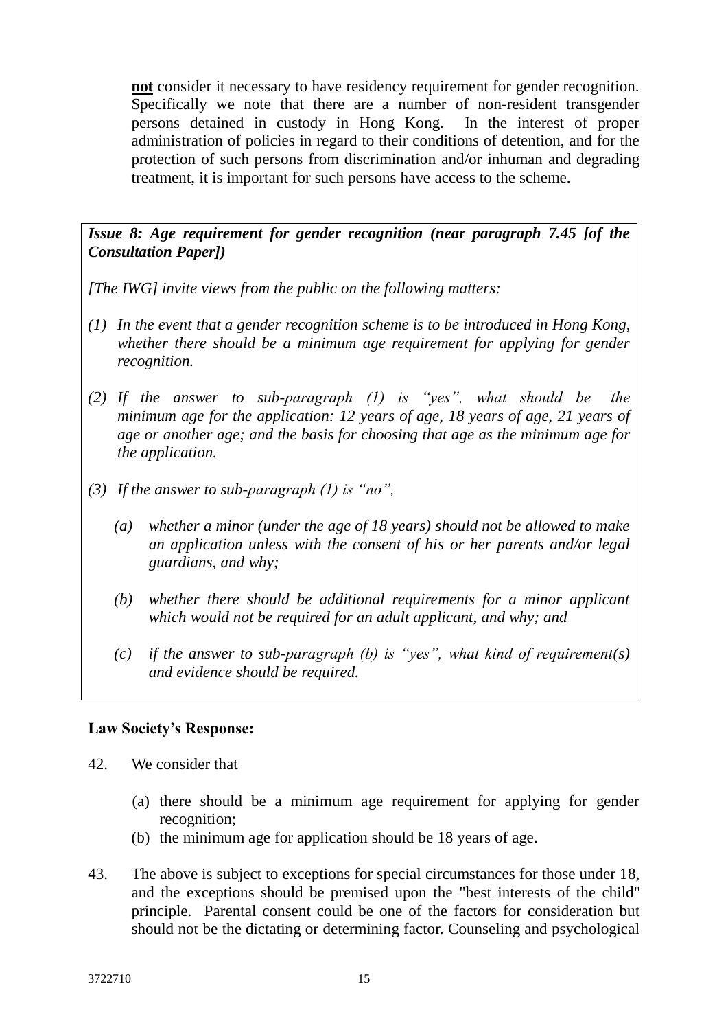**not** consider it necessary to have residency requirement for gender recognition. Specifically we note that there are a number of non-resident transgender persons detained in custody in Hong Kong. In the interest of proper administration of policies in regard to their conditions of detention, and for the protection of such persons from discrimination and/or inhuman and degrading treatment, it is important for such persons have access to the scheme.

***Issue 8: Age requirement for gender recognition (near paragraph 7.45 [of the Consultation Paper])***

*[The IWG] invite views from the public on the following matters:*

*(1) In the event that a gender recognition scheme is to be introduced in Hong Kong, whether there should be a minimum age requirement for applying for gender recognition.*

*(2) If the answer to sub-paragraph (1) is "yes", what should be the minimum age for the application: 12 years of age, 18 years of age, 21 years of age or another age; and the basis for choosing that age as the minimum age for the application.*

*(3) If the answer to sub-paragraph (1) is "no",*

*(a) whether a minor (under the age of 18 years) should not be allowed to make an application unless with the consent of his or her parents and/or legal guardians, and why;*

*(b) whether there should be additional requirements for a minor applicant which would not be required for an adult applicant, and why; and*

*(c) if the answer to sub-paragraph (b) is "yes", what kind of requirement(s) and evidence should be required.*

**Law Society's Response:**

42. We consider that

(a) there should be a minimum age requirement for applying for gender recognition;
(b) the minimum age for application should be 18 years of age.

43. The above is subject to exceptions for special circumstances for those under 18, and the exceptions should be premised upon the "best interests of the child" principle. Parental consent could be one of the factors for consideration but should not be the dictating or determining factor. Counseling and psychological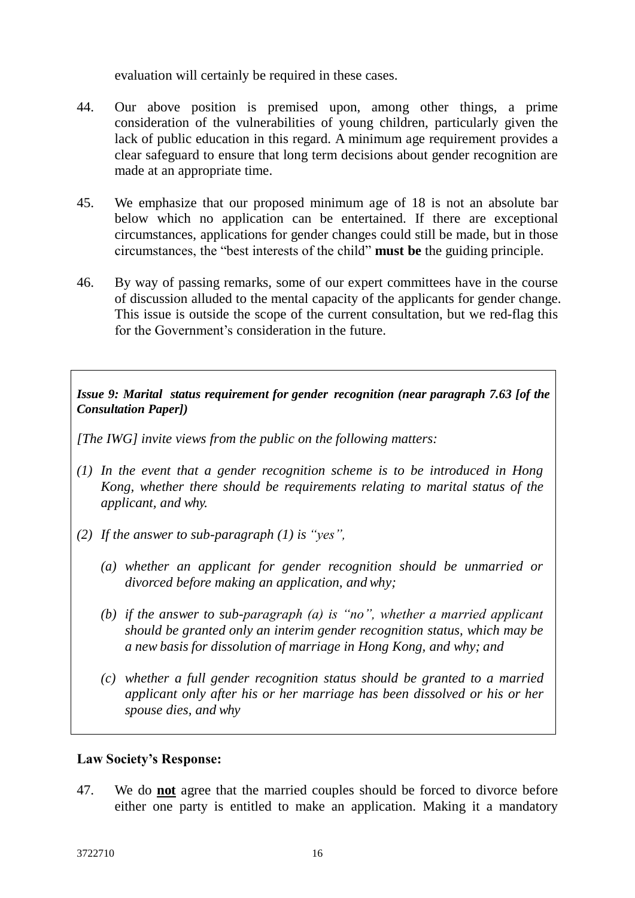evaluation will certainly be required in these cases.

44. Our above position is premised upon, among other things, a prime consideration of the vulnerabilities of young children, particularly given the lack of public education in this regard. A minimum age requirement provides a clear safeguard to ensure that long term decisions about gender recognition are made at an appropriate time.

45. We emphasize that our proposed minimum age of 18 is not an absolute bar below which no application can be entertained. If there are exceptional circumstances, applications for gender changes could still be made, but in those circumstances, the "best interests of the child" **must be** the guiding principle.

46. By way of passing remarks, some of our expert committees have in the course of discussion alluded to the mental capacity of the applicants for gender change. This issue is outside the scope of the current consultation, but we red-flag this for the Government's consideration in the future.

> ***Issue 9: Marital status requirement for gender recognition (near paragraph 7.63 [of the Consultation Paper])***
>
> *[The IWG] invite views from the public on the following matters:*
>
> *(1) In the event that a gender recognition scheme is to be introduced in Hong Kong, whether there should be requirements relating to marital status of the applicant, and why.*
>
> *(2) If the answer to sub-paragraph (1) is "yes",*
>
> *(a) whether an applicant for gender recognition should be unmarried or divorced before making an application, and why;*
>
> *(b) if the answer to sub-paragraph (a) is "no", whether a married applicant should be granted only an interim gender recognition status, which may be a new basis for dissolution of marriage in Hong Kong, and why; and*
>
> *(c) whether a full gender recognition status should be granted to a married applicant only after his or her marriage has been dissolved or his or her spouse dies, and why*

**Law Society's Response:**

47. We do **<u>not</u>** agree that the married couples should be forced to divorce before either one party is entitled to make an application. Making it a mandatory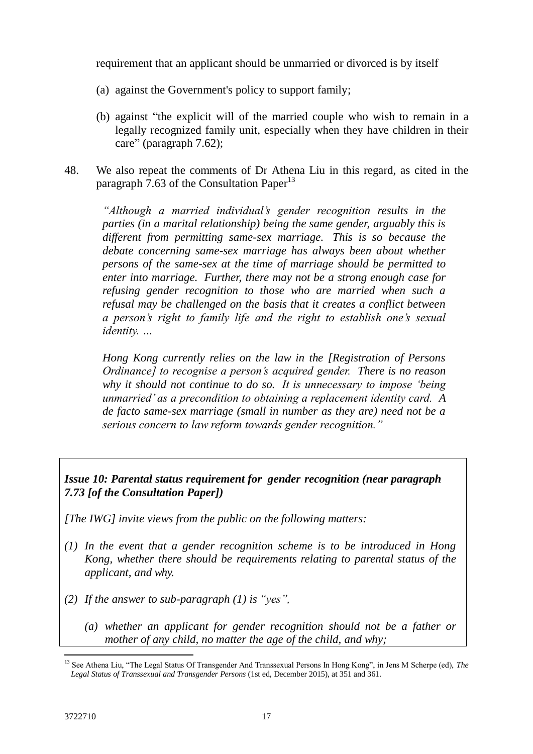requirement that an applicant should be unmarried or divorced is by itself

(a) against the Government's policy to support family;

(b) against "the explicit will of the married couple who wish to remain in a legally recognized family unit, especially when they have children in their care" (paragraph 7.62);

48. We also repeat the comments of Dr Athena Liu in this regard, as cited in the paragraph 7.63 of the Consultation Paper[13]

> *"Although a married individual's gender recognition results in the parties (in a marital relationship) being the same gender, arguably this is different from permitting same-sex marriage. This is so because the debate concerning same-sex marriage has always been about whether persons of the same-sex at the time of marriage should be permitted to enter into marriage. Further, there may not be a strong enough case for refusing gender recognition to those who are married when such a refusal may be challenged on the basis that it creates a conflict between a person's right to family life and the right to establish one's sexual identity. …*
>
> *Hong Kong currently relies on the law in the [Registration of Persons Ordinance] to recognise a person's acquired gender. There is no reason why it should not continue to do so. It is unnecessary to impose 'being unmarried' as a precondition to obtaining a replacement identity card. A de facto same-sex marriage (small in number as they are) need not be a serious concern to law reform towards gender recognition."*

***Issue 10: Parental status requirement for gender recognition (near paragraph 7.73 [of the Consultation Paper])***

*[The IWG] invite views from the public on the following matters:*

*(1) In the event that a gender recognition scheme is to be introduced in Hong Kong, whether there should be requirements relating to parental status of the applicant, and why.*

*(2) If the answer to sub-paragraph (1) is "yes",*

*(a) whether an applicant for gender recognition should not be a father or mother of any child, no matter the age of the child, and why;*

[13] See Athena Liu, "The Legal Status Of Transgender And Transsexual Persons In Hong Kong", in Jens M Scherpe (ed), *The Legal Status of Transsexual and Transgender Persons* (1st ed, December 2015), at 351 and 361.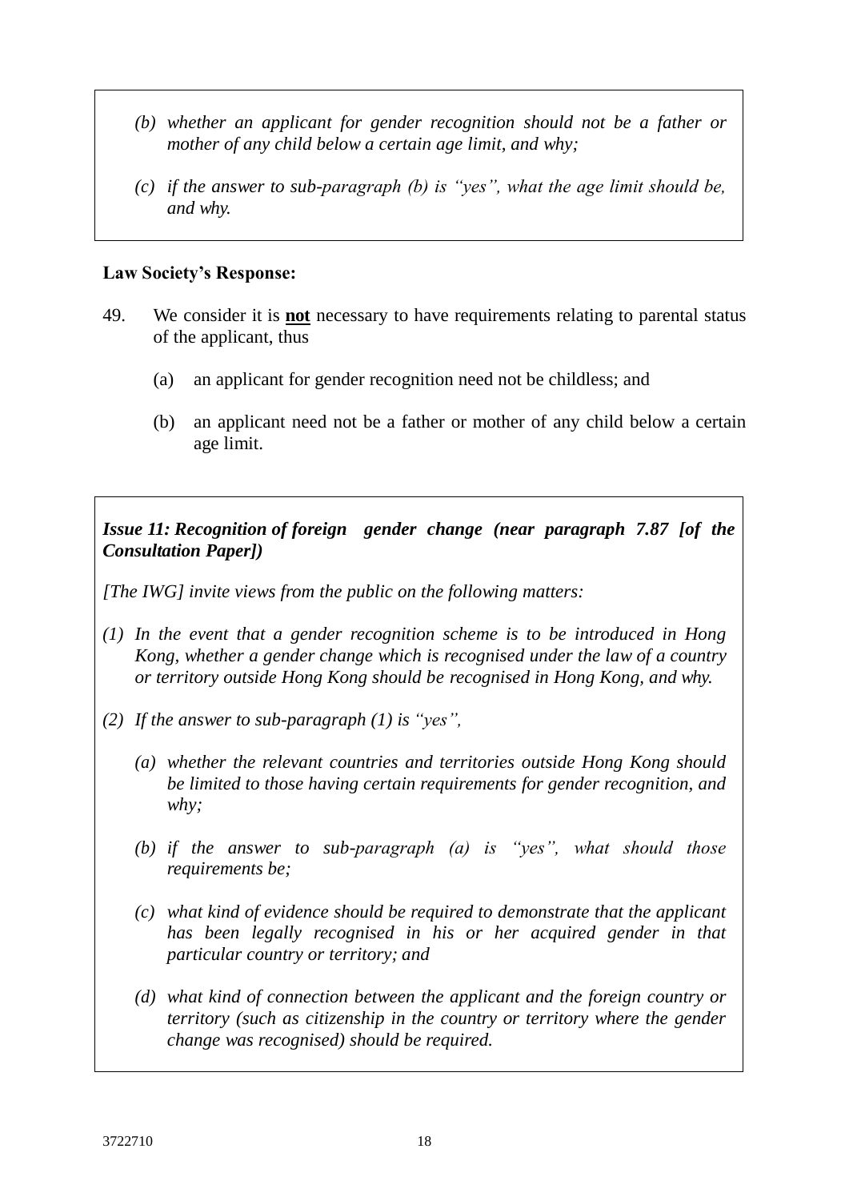*(b) whether an applicant for gender recognition should not be a father or mother of any child below a certain age limit, and why;*

*(c) if the answer to sub-paragraph (b) is "yes", what the age limit should be, and why.*

**Law Society's Response:**

49. We consider it is **not** necessary to have requirements relating to parental status of the applicant, thus

    (a) an applicant for gender recognition need not be childless; and

    (b) an applicant need not be a father or mother of any child below a certain age limit.

***Issue 11: Recognition of foreign gender change (near paragraph 7.87 [of the Consultation Paper])***

*[The IWG] invite views from the public on the following matters:*

*(1) In the event that a gender recognition scheme is to be introduced in Hong Kong, whether a gender change which is recognised under the law of a country or territory outside Hong Kong should be recognised in Hong Kong, and why.*

*(2) If the answer to sub-paragraph (1) is "yes",*

*(a) whether the relevant countries and territories outside Hong Kong should be limited to those having certain requirements for gender recognition, and why;*

*(b) if the answer to sub-paragraph (a) is "yes", what should those requirements be;*

*(c) what kind of evidence should be required to demonstrate that the applicant has been legally recognised in his or her acquired gender in that particular country or territory; and*

*(d) what kind of connection between the applicant and the foreign country or territory (such as citizenship in the country or territory where the gender change was recognised) should be required.*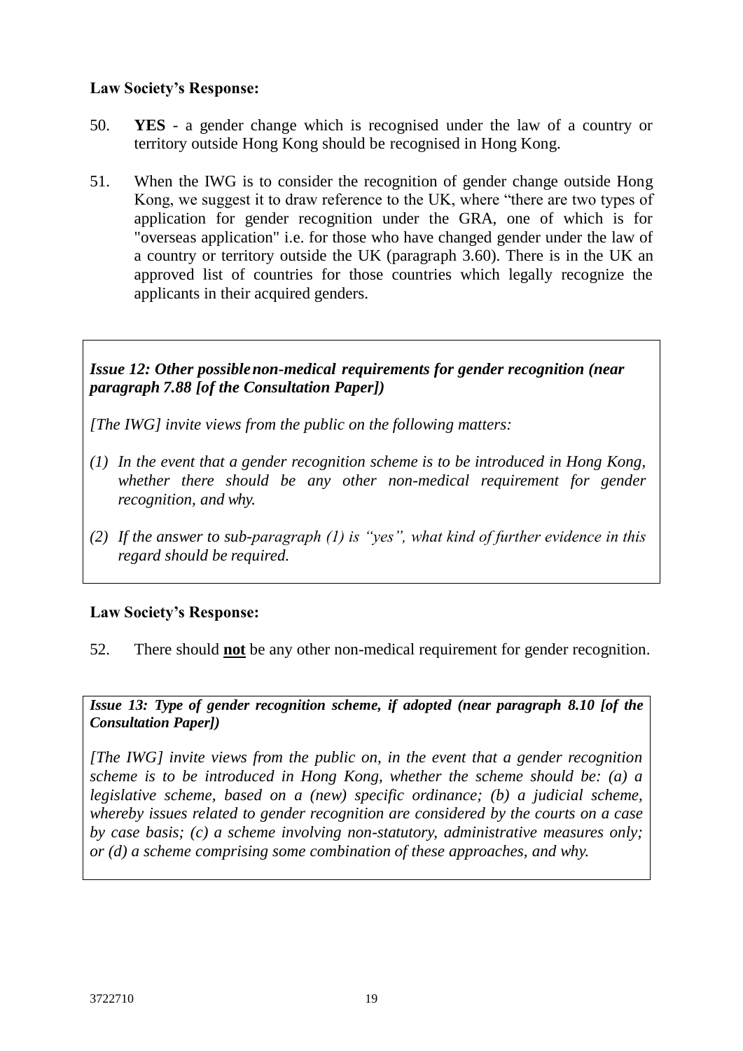**Law Society's Response:**

50. **YES** - a gender change which is recognised under the law of a country or territory outside Hong Kong should be recognised in Hong Kong.

51. When the IWG is to consider the recognition of gender change outside Hong Kong, we suggest it to draw reference to the UK, where "there are two types of application for gender recognition under the GRA, one of which is for "overseas application" i.e. for those who have changed gender under the law of a country or territory outside the UK (paragraph 3.60). There is in the UK an approved list of countries for those countries which legally recognize the applicants in their acquired genders.

> ***Issue 12: Other possible non-medical requirements for gender recognition (near paragraph 7.88 [of the Consultation Paper])***
>
> *[The IWG] invite views from the public on the following matters:*
>
> *(1) In the event that a gender recognition scheme is to be introduced in Hong Kong, whether there should be any other non-medical requirement for gender recognition, and why.*
>
> *(2) If the answer to sub-paragraph (1) is "yes", what kind of further evidence in this regard should be required.*

**Law Society's Response:**

52. There should **<u>not</u>** be any other non-medical requirement for gender recognition.

> ***Issue 13: Type of gender recognition scheme, if adopted (near paragraph 8.10 [of the Consultation Paper])***
>
> *[The IWG] invite views from the public on, in the event that a gender recognition scheme is to be introduced in Hong Kong, whether the scheme should be: (a) a legislative scheme, based on a (new) specific ordinance; (b) a judicial scheme, whereby issues related to gender recognition are considered by the courts on a case by case basis; (c) a scheme involving non-statutory, administrative measures only; or (d) a scheme comprising some combination of these approaches, and why.*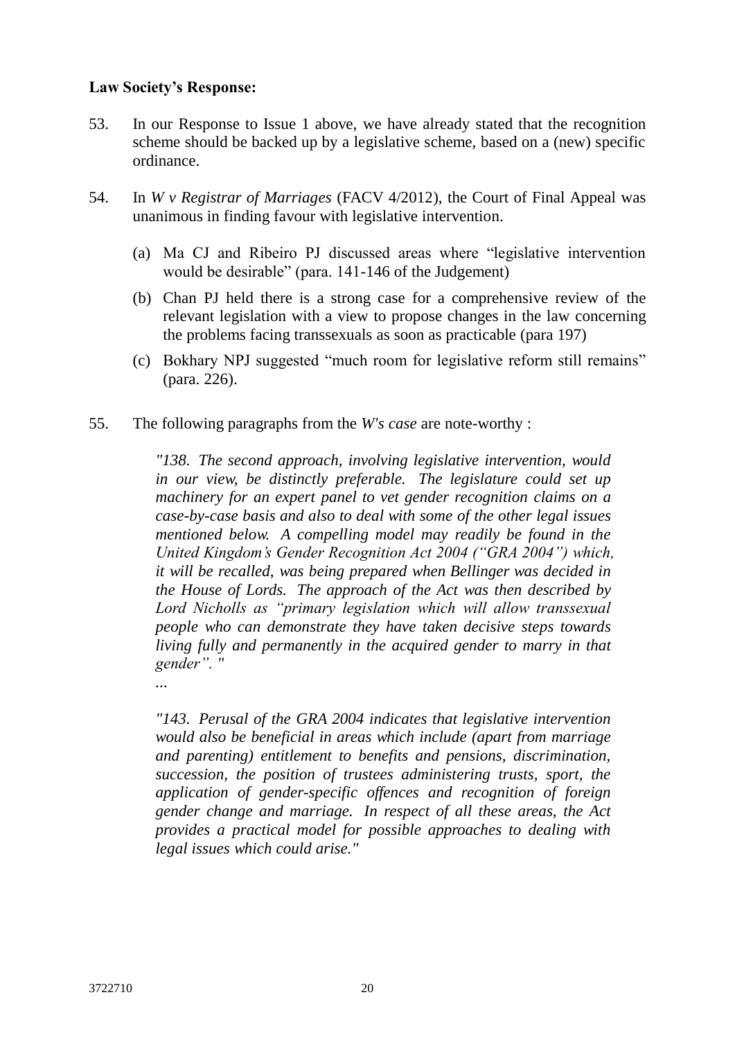**Law Society's Response:**

53. In our Response to Issue 1 above, we have already stated that the recognition scheme should be backed up by a legislative scheme, based on a (new) specific ordinance.

54. In *W v Registrar of Marriages* (FACV 4/2012), the Court of Final Appeal was unanimous in finding favour with legislative intervention.

    (a) Ma CJ and Ribeiro PJ discussed areas where "legislative intervention would be desirable" (para. 141-146 of the Judgement)

    (b) Chan PJ held there is a strong case for a comprehensive review of the relevant legislation with a view to propose changes in the law concerning the problems facing transsexuals as soon as practicable (para 197)

    (c) Bokhary NPJ suggested "much room for legislative reform still remains" (para. 226).

55. The following paragraphs from the *W's case* are note-worthy :

    *"138. The second approach, involving legislative intervention, would in our view, be distinctly preferable. The legislature could set up machinery for an expert panel to vet gender recognition claims on a case-by-case basis and also to deal with some of the other legal issues mentioned below. A compelling model may readily be found in the United Kingdom's Gender Recognition Act 2004 ("GRA 2004") which, it will be recalled, was being prepared when Bellinger was decided in the House of Lords. The approach of the Act was then described by Lord Nicholls as "primary legislation which will allow transsexual people who can demonstrate they have taken decisive steps towards living fully and permanently in the acquired gender to marry in that gender". "*

    ...

    *"143. Perusal of the GRA 2004 indicates that legislative intervention would also be beneficial in areas which include (apart from marriage and parenting) entitlement to benefits and pensions, discrimination, succession, the position of trustees administering trusts, sport, the application of gender-specific offences and recognition of foreign gender change and marriage. In respect of all these areas, the Act provides a practical model for possible approaches to dealing with legal issues which could arise."*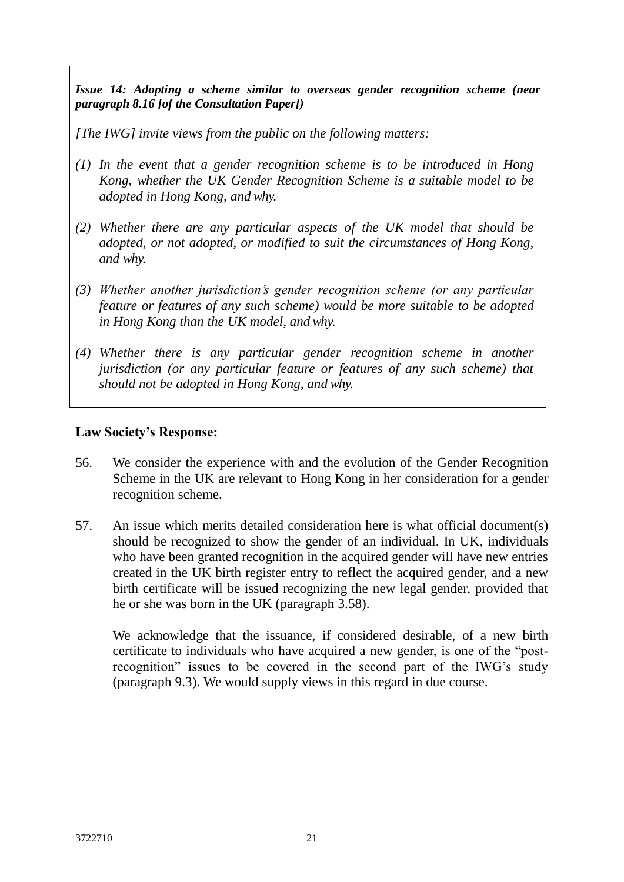***Issue 14: Adopting a scheme similar to overseas gender recognition scheme (near paragraph 8.16 [of the Consultation Paper])***

*[The IWG] invite views from the public on the following matters:*

*(1) In the event that a gender recognition scheme is to be introduced in Hong Kong, whether the UK Gender Recognition Scheme is a suitable model to be adopted in Hong Kong, and why.*

*(2) Whether there are any particular aspects of the UK model that should be adopted, or not adopted, or modified to suit the circumstances of Hong Kong, and why.*

*(3) Whether another jurisdiction's gender recognition scheme (or any particular feature or features of any such scheme) would be more suitable to be adopted in Hong Kong than the UK model, and why.*

*(4) Whether there is any particular gender recognition scheme in another jurisdiction (or any particular feature or features of any such scheme) that should not be adopted in Hong Kong, and why.*

**Law Society's Response:**

56. We consider the experience with and the evolution of the Gender Recognition Scheme in the UK are relevant to Hong Kong in her consideration for a gender recognition scheme.

57. An issue which merits detailed consideration here is what official document(s) should be recognized to show the gender of an individual. In UK, individuals who have been granted recognition in the acquired gender will have new entries created in the UK birth register entry to reflect the acquired gender, and a new birth certificate will be issued recognizing the new legal gender, provided that he or she was born in the UK (paragraph 3.58).

    We acknowledge that the issuance, if considered desirable, of a new birth certificate to individuals who have acquired a new gender, is one of the "post-recognition" issues to be covered in the second part of the IWG's study (paragraph 9.3). We would supply views in this regard in due course.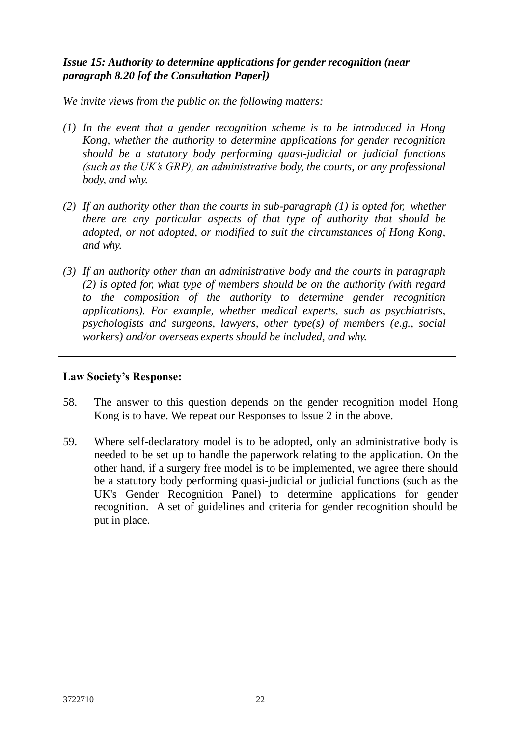***Issue 15: Authority to determine applications for gender recognition (near paragraph 8.20 [of the Consultation Paper])***

*We invite views from the public on the following matters:*

*(1) In the event that a gender recognition scheme is to be introduced in Hong Kong, whether the authority to determine applications for gender recognition should be a statutory body performing quasi-judicial or judicial functions (such as the UK's GRP), an administrative body, the courts, or any professional body, and why.*

*(2) If an authority other than the courts in sub-paragraph (1) is opted for, whether there are any particular aspects of that type of authority that should be adopted, or not adopted, or modified to suit the circumstances of Hong Kong, and why.*

*(3) If an authority other than an administrative body and the courts in paragraph (2) is opted for, what type of members should be on the authority (with regard to the composition of the authority to determine gender recognition applications). For example, whether medical experts, such as psychiatrists, psychologists and surgeons, lawyers, other type(s) of members (e.g., social workers) and/or overseas experts should be included, and why.*

**Law Society's Response:**

58. The answer to this question depends on the gender recognition model Hong Kong is to have. We repeat our Responses to Issue 2 in the above.

59. Where self-declaratory model is to be adopted, only an administrative body is needed to be set up to handle the paperwork relating to the application. On the other hand, if a surgery free model is to be implemented, we agree there should be a statutory body performing quasi-judicial or judicial functions (such as the UK's Gender Recognition Panel) to determine applications for gender recognition. A set of guidelines and criteria for gender recognition should be put in place.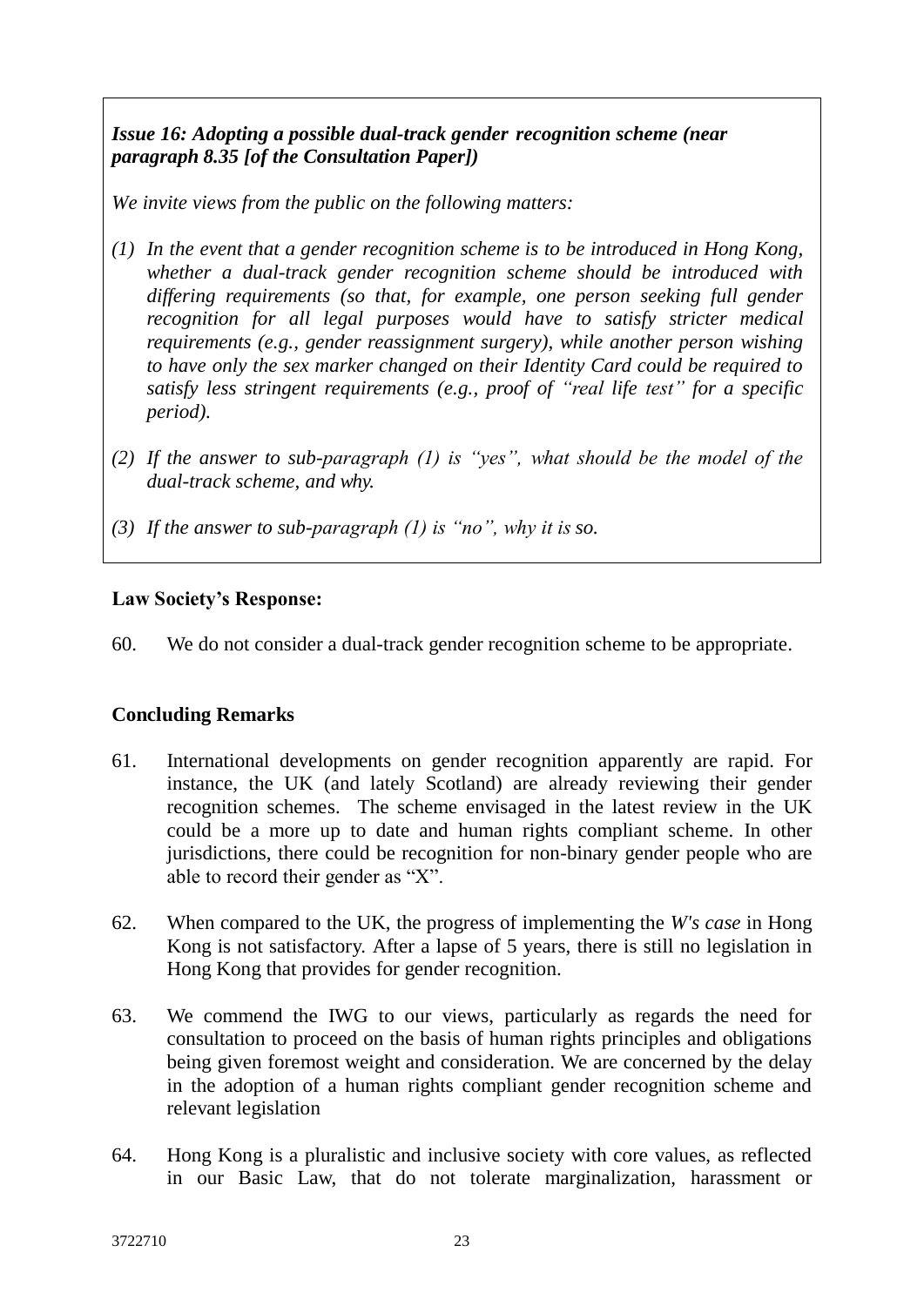*Issue 16: Adopting a possible dual-track gender recognition scheme (near paragraph 8.35 [of the Consultation Paper])*

*We invite views from the public on the following matters:*

*(1) In the event that a gender recognition scheme is to be introduced in Hong Kong, whether a dual-track gender recognition scheme should be introduced with differing requirements (so that, for example, one person seeking full gender recognition for all legal purposes would have to satisfy stricter medical requirements (e.g., gender reassignment surgery), while another person wishing to have only the sex marker changed on their Identity Card could be required to satisfy less stringent requirements (e.g., proof of "real life test" for a specific period).*

*(2) If the answer to sub-paragraph (1) is "yes", what should be the model of the dual-track scheme, and why.*

*(3) If the answer to sub-paragraph (1) is "no", why it is so.*

**Law Society's Response:**

60. We do not consider a dual-track gender recognition scheme to be appropriate.

**Concluding Remarks**

61. International developments on gender recognition apparently are rapid. For instance, the UK (and lately Scotland) are already reviewing their gender recognition schemes. The scheme envisaged in the latest review in the UK could be a more up to date and human rights compliant scheme. In other jurisdictions, there could be recognition for non-binary gender people who are able to record their gender as "X".

62. When compared to the UK, the progress of implementing the *W's case* in Hong Kong is not satisfactory. After a lapse of 5 years, there is still no legislation in Hong Kong that provides for gender recognition.

63. We commend the IWG to our views, particularly as regards the need for consultation to proceed on the basis of human rights principles and obligations being given foremost weight and consideration. We are concerned by the delay in the adoption of a human rights compliant gender recognition scheme and relevant legislation

64. Hong Kong is a pluralistic and inclusive society with core values, as reflected in our Basic Law, that do not tolerate marginalization, harassment or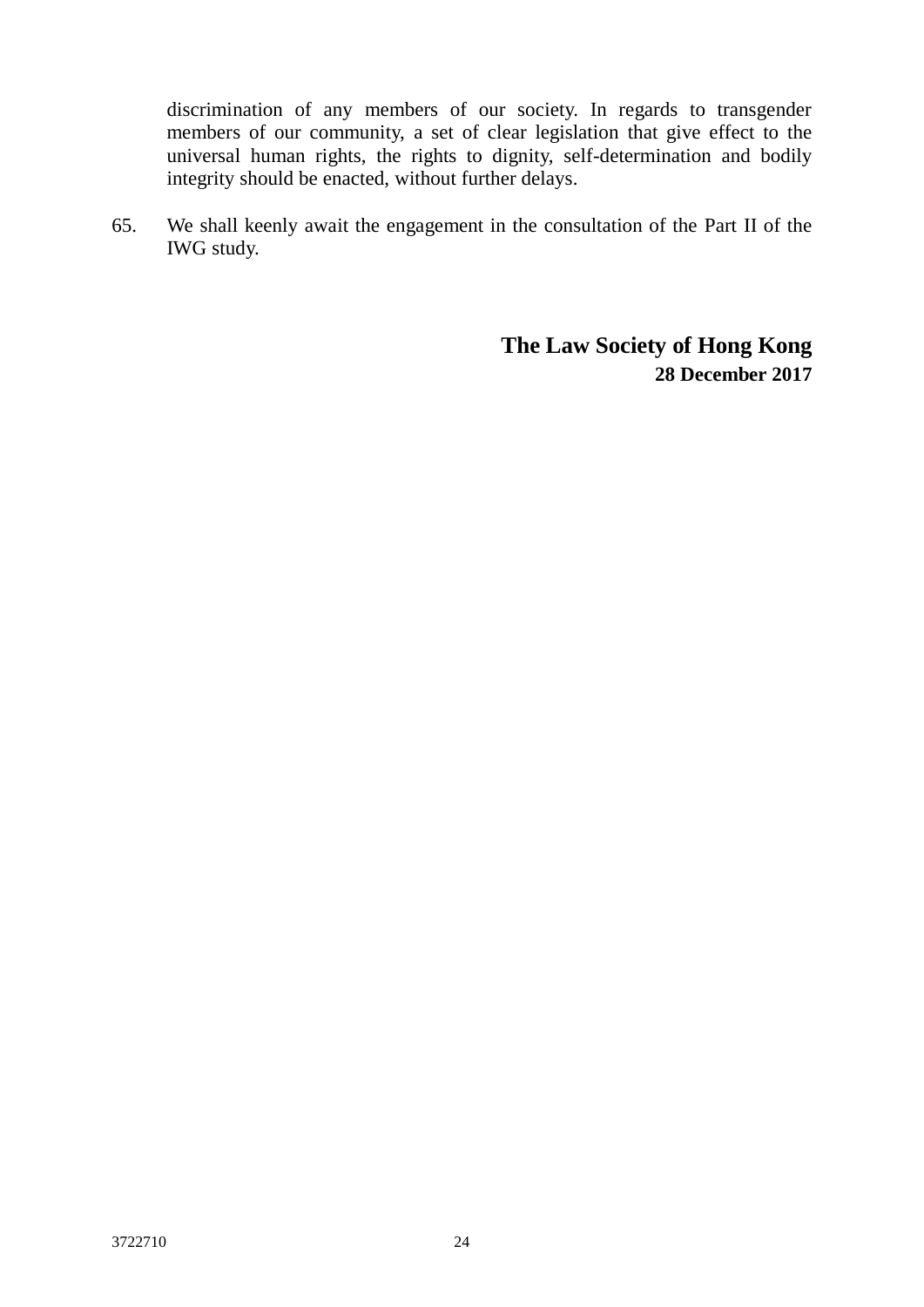discrimination of any members of our society. In regards to transgender members of our community, a set of clear legislation that give effect to the universal human rights, the rights to dignity, self-determination and bodily integrity should be enacted, without further delays.

65. We shall keenly await the engagement in the consultation of the Part II of the IWG study.

**The Law Society of Hong Kong**
**28 December 2017**

3722710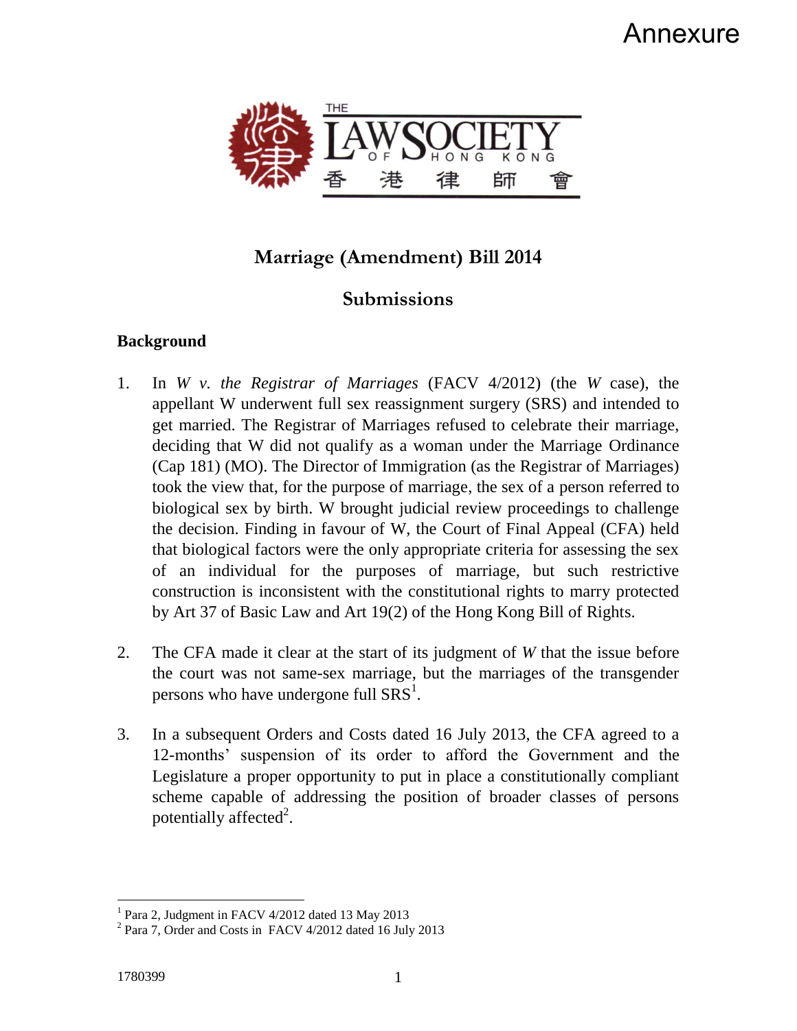Annexure

THE LAW SOCIETY OF HONG KONG 香港律師會

# Marriage (Amendment) Bill 2014

## Submissions

### Background

1. In *W v. the Registrar of Marriages* (FACV 4/2012) (the *W* case), the appellant W underwent full sex reassignment surgery (SRS) and intended to get married. The Registrar of Marriages refused to celebrate their marriage, deciding that W did not qualify as a woman under the Marriage Ordinance (Cap 181) (MO). The Director of Immigration (as the Registrar of Marriages) took the view that, for the purpose of marriage, the sex of a person referred to biological sex by birth. W brought judicial review proceedings to challenge the decision. Finding in favour of W, the Court of Final Appeal (CFA) held that biological factors were the only appropriate criteria for assessing the sex of an individual for the purposes of marriage, but such restrictive construction is inconsistent with the constitutional rights to marry protected by Art 37 of Basic Law and Art 19(2) of the Hong Kong Bill of Rights.

2. The CFA made it clear at the start of its judgment of *W* that the issue before the court was not same-sex marriage, but the marriages of the transgender persons who have undergone full SRS[1].

3. In a subsequent Orders and Costs dated 16 July 2013, the CFA agreed to a 12-months' suspension of its order to afford the Government and the Legislature a proper opportunity to put in place a constitutionally compliant scheme capable of addressing the position of broader classes of persons potentially affected[2].

[1] Para 2, Judgment in FACV 4/2012 dated 13 May 2013

[2] Para 7, Order and Costs in FACV 4/2012 dated 16 July 2013

1780399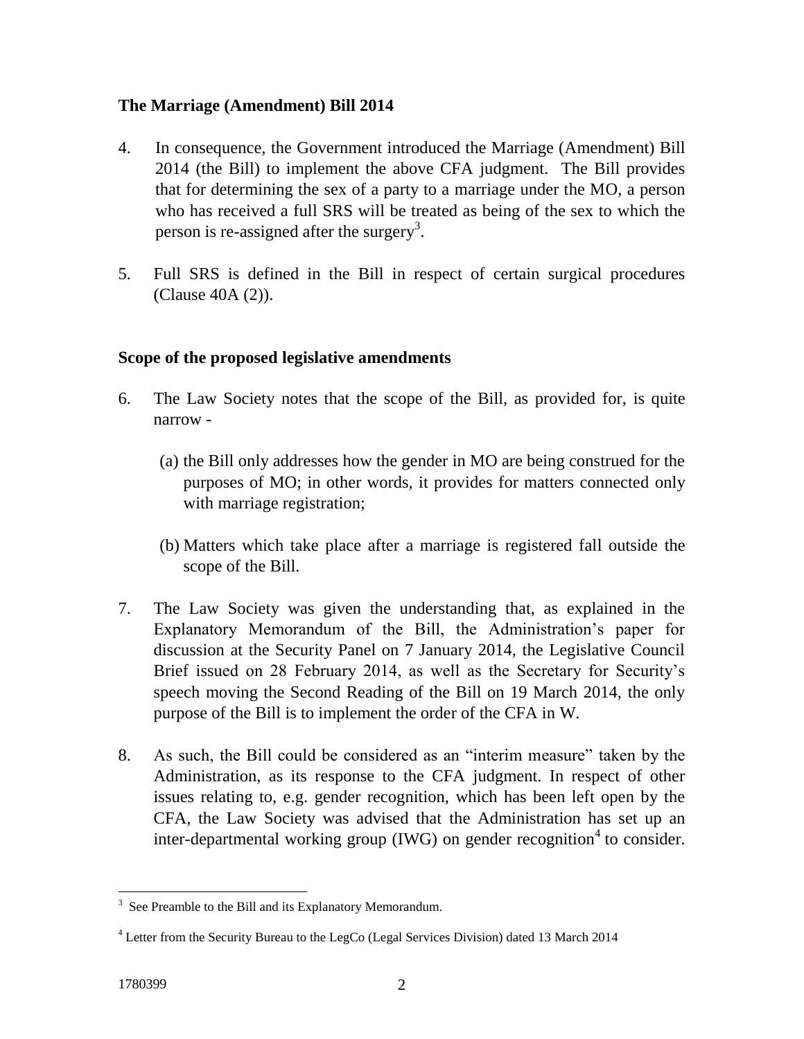## The Marriage (Amendment) Bill 2014

4. In consequence, the Government introduced the Marriage (Amendment) Bill 2014 (the Bill) to implement the above CFA judgment. The Bill provides that for determining the sex of a party to a marriage under the MO, a person who has received a full SRS will be treated as being of the sex to which the person is re-assigned after the surgery[3].

5. Full SRS is defined in the Bill in respect of certain surgical procedures (Clause 40A (2)).

## Scope of the proposed legislative amendments

6. The Law Society notes that the scope of the Bill, as provided for, is quite narrow -

   (a) the Bill only addresses how the gender in MO are being construed for the purposes of MO; in other words, it provides for matters connected only with marriage registration;

   (b) Matters which take place after a marriage is registered fall outside the scope of the Bill.

7. The Law Society was given the understanding that, as explained in the Explanatory Memorandum of the Bill, the Administration's paper for discussion at the Security Panel on 7 January 2014, the Legislative Council Brief issued on 28 February 2014, as well as the Secretary for Security's speech moving the Second Reading of the Bill on 19 March 2014, the only purpose of the Bill is to implement the order of the CFA in W.

8. As such, the Bill could be considered as an "interim measure" taken by the Administration, as its response to the CFA judgment. In respect of other issues relating to, e.g. gender recognition, which has been left open by the CFA, the Law Society was advised that the Administration has set up an inter-departmental working group (IWG) on gender recognition[4] to consider.

---

[3] See Preamble to the Bill and its Explanatory Memorandum.

[4] Letter from the Security Bureau to the LegCo (Legal Services Division) dated 13 March 2014

1780399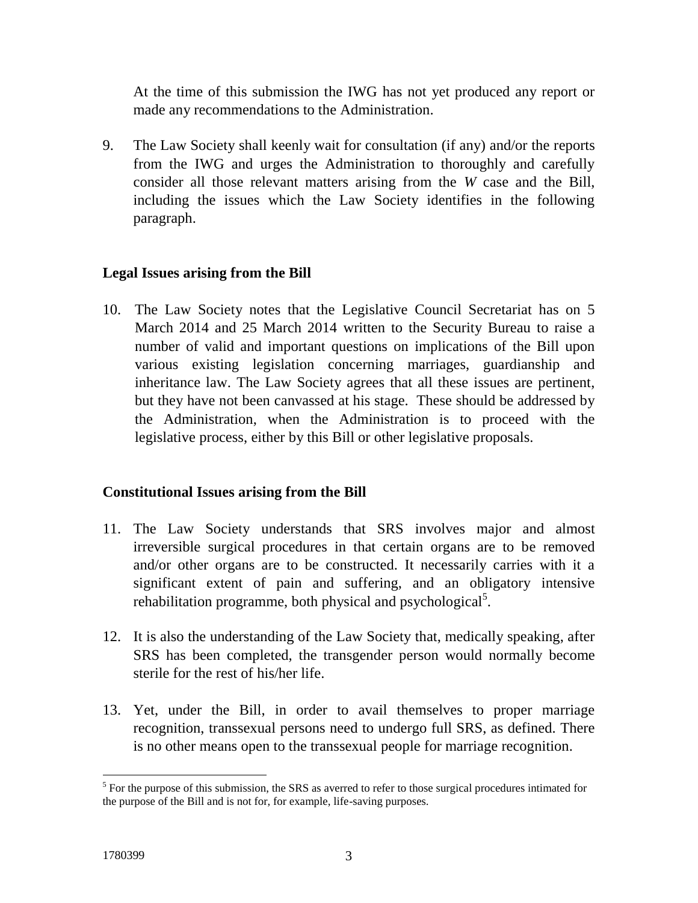At the time of this submission the IWG has not yet produced any report or made any recommendations to the Administration.

9. The Law Society shall keenly wait for consultation (if any) and/or the reports from the IWG and urges the Administration to thoroughly and carefully consider all those relevant matters arising from the *W* case and the Bill, including the issues which the Law Society identifies in the following paragraph.

## Legal Issues arising from the Bill

10. The Law Society notes that the Legislative Council Secretariat has on 5 March 2014 and 25 March 2014 written to the Security Bureau to raise a number of valid and important questions on implications of the Bill upon various existing legislation concerning marriages, guardianship and inheritance law. The Law Society agrees that all these issues are pertinent, but they have not been canvassed at his stage. These should be addressed by the Administration, when the Administration is to proceed with the legislative process, either by this Bill or other legislative proposals.

## Constitutional Issues arising from the Bill

11. The Law Society understands that SRS involves major and almost irreversible surgical procedures in that certain organs are to be removed and/or other organs are to be constructed. It necessarily carries with it a significant extent of pain and suffering, and an obligatory intensive rehabilitation programme, both physical and psychological[5].

12. It is also the understanding of the Law Society that, medically speaking, after SRS has been completed, the transgender person would normally become sterile for the rest of his/her life.

13. Yet, under the Bill, in order to avail themselves to proper marriage recognition, transsexual persons need to undergo full SRS, as defined. There is no other means open to the transsexual people for marriage recognition.

---

[5] For the purpose of this submission, the SRS as averred to refer to those surgical procedures intimated for the purpose of the Bill and is not for, for example, life-saving purposes.

1780399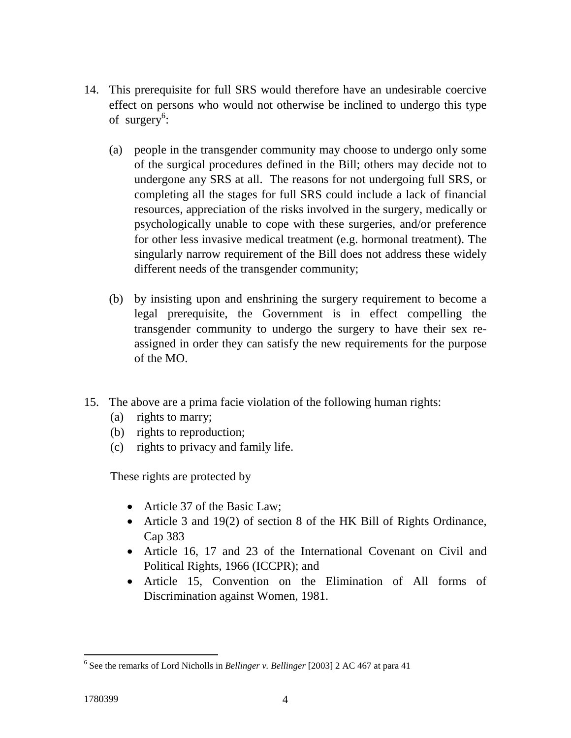14. This prerequisite for full SRS would therefore have an undesirable coercive effect on persons who would not otherwise be inclined to undergo this type of surgery[6]:

    (a) people in the transgender community may choose to undergo only some of the surgical procedures defined in the Bill; others may decide not to undergone any SRS at all. The reasons for not undergoing full SRS, or completing all the stages for full SRS could include a lack of financial resources, appreciation of the risks involved in the surgery, medically or psychologically unable to cope with these surgeries, and/or preference for other less invasive medical treatment (e.g. hormonal treatment). The singularly narrow requirement of the Bill does not address these widely different needs of the transgender community;

    (b) by insisting upon and enshrining the surgery requirement to become a legal prerequisite, the Government is in effect compelling the transgender community to undergo the surgery to have their sex re-assigned in order they can satisfy the new requirements for the purpose of the MO.

15. The above are a prima facie violation of the following human rights:
    (a) rights to marry;
    (b) rights to reproduction;
    (c) rights to privacy and family life.

    These rights are protected by

    - Article 37 of the Basic Law;
    - Article 3 and 19(2) of section 8 of the HK Bill of Rights Ordinance, Cap 383
    - Article 16, 17 and 23 of the International Covenant on Civil and Political Rights, 1966 (ICCPR); and
    - Article 15, Convention on the Elimination of All forms of Discrimination against Women, 1981.

---

[6] See the remarks of Lord Nicholls in *Bellinger v. Bellinger* [2003] 2 AC 467 at para 41

1780399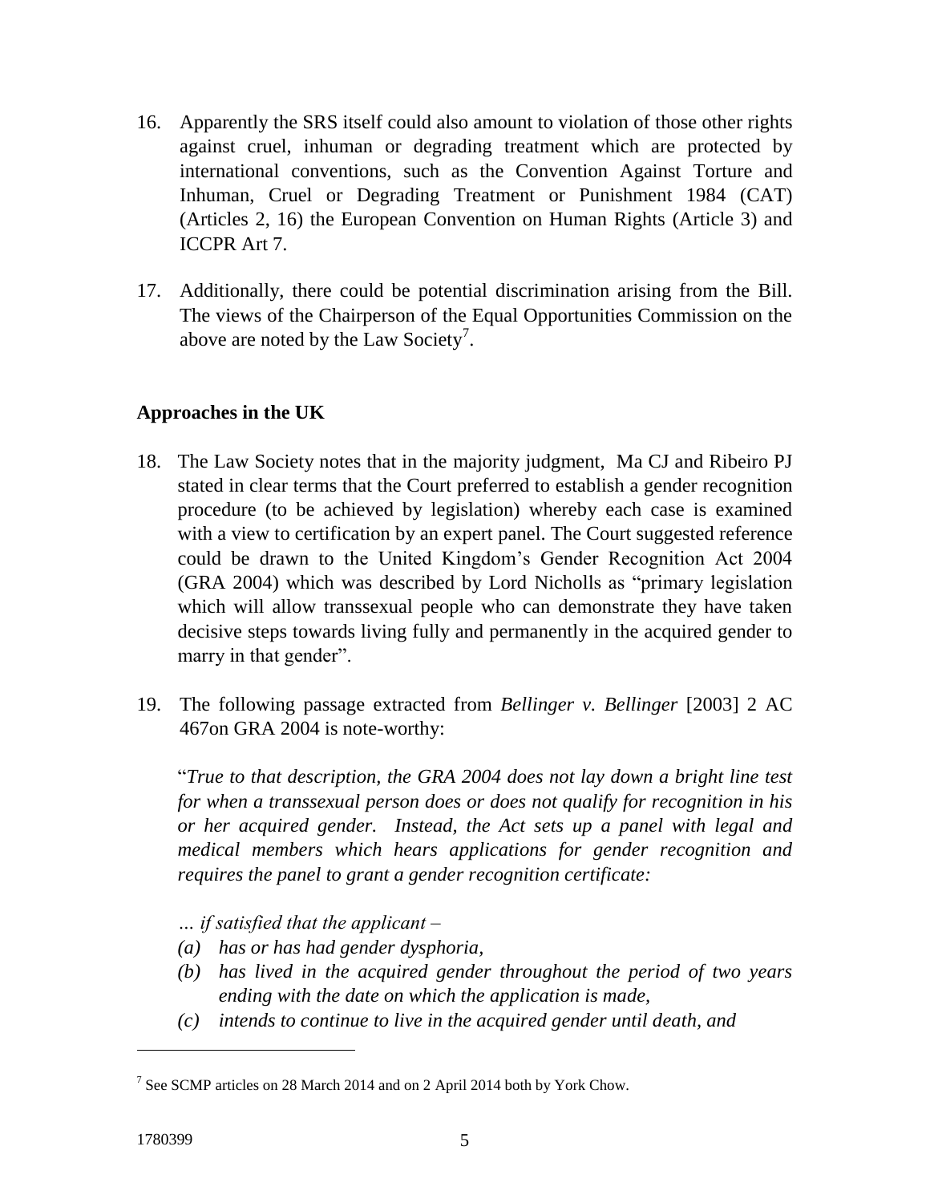16. Apparently the SRS itself could also amount to violation of those other rights against cruel, inhuman or degrading treatment which are protected by international conventions, such as the Convention Against Torture and Inhuman, Cruel or Degrading Treatment or Punishment 1984 (CAT) (Articles 2, 16) the European Convention on Human Rights (Article 3) and ICCPR Art 7.

17. Additionally, there could be potential discrimination arising from the Bill. The views of the Chairperson of the Equal Opportunities Commission on the above are noted by the Law Society[7].

**Approaches in the UK**

18. The Law Society notes that in the majority judgment, Ma CJ and Ribeiro PJ stated in clear terms that the Court preferred to establish a gender recognition procedure (to be achieved by legislation) whereby each case is examined with a view to certification by an expert panel. The Court suggested reference could be drawn to the United Kingdom's Gender Recognition Act 2004 (GRA 2004) which was described by Lord Nicholls as "primary legislation which will allow transsexual people who can demonstrate they have taken decisive steps towards living fully and permanently in the acquired gender to marry in that gender".

19. The following passage extracted from *Bellinger v. Bellinger* [2003] 2 AC 467on GRA 2004 is note-worthy:

"*True to that description, the GRA 2004 does not lay down a bright line test for when a transsexual person does or does not qualify for recognition in his or her acquired gender. Instead, the Act sets up a panel with legal and medical members which hears applications for gender recognition and requires the panel to grant a gender recognition certificate:*

*… if satisfied that the applicant –*

*(a) has or has had gender dysphoria,*

*(b) has lived in the acquired gender throughout the period of two years ending with the date on which the application is made,*

*(c) intends to continue to live in the acquired gender until death, and*

[7] See SCMP articles on 28 March 2014 and on 2 April 2014 both by York Chow.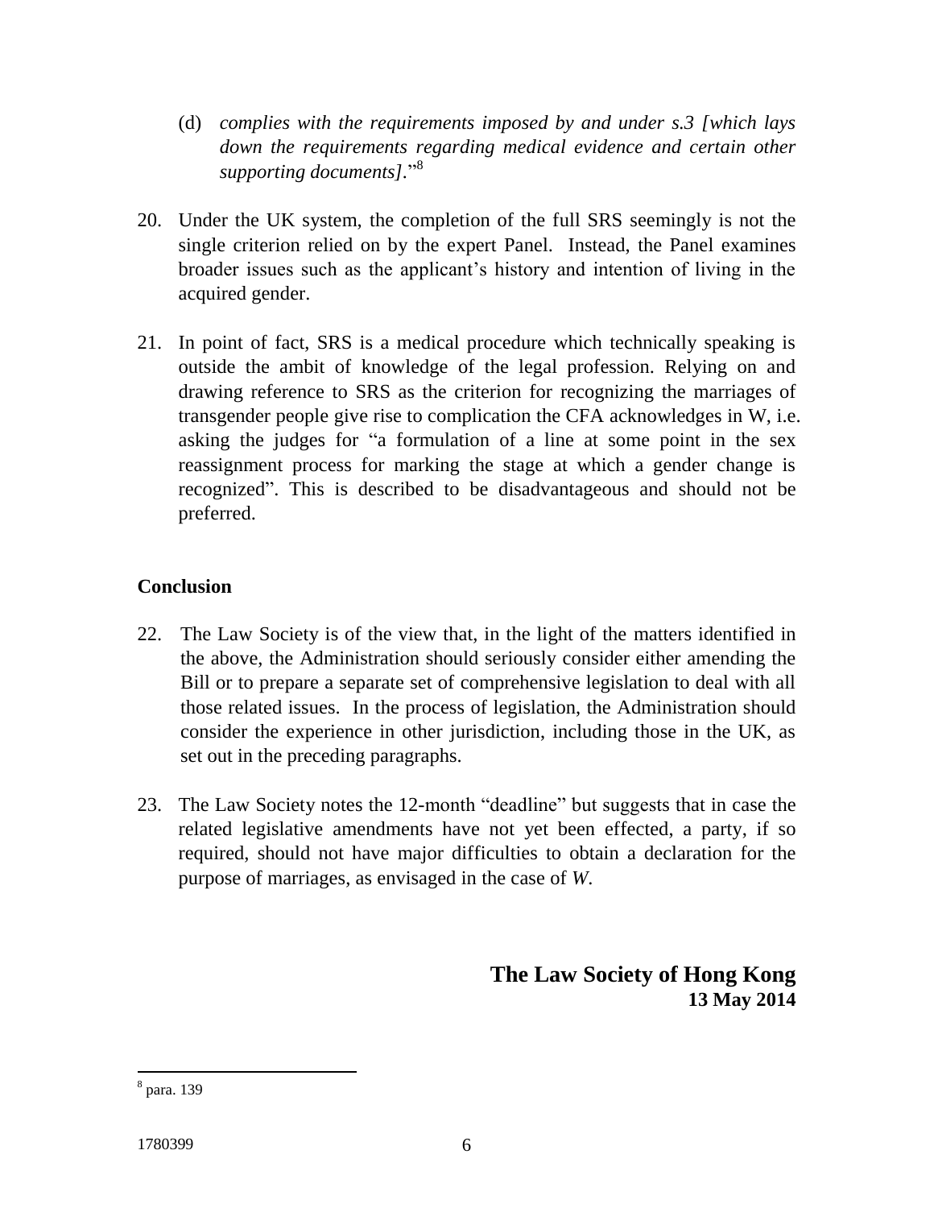(d) *complies with the requirements imposed by and under s.3 [which lays down the requirements regarding medical evidence and certain other supporting documents].*"[8]

20. Under the UK system, the completion of the full SRS seemingly is not the single criterion relied on by the expert Panel. Instead, the Panel examines broader issues such as the applicant's history and intention of living in the acquired gender.

21. In point of fact, SRS is a medical procedure which technically speaking is outside the ambit of knowledge of the legal profession. Relying on and drawing reference to SRS as the criterion for recognizing the marriages of transgender people give rise to complication the CFA acknowledges in W, i.e. asking the judges for "a formulation of a line at some point in the sex reassignment process for marking the stage at which a gender change is recognized". This is described to be disadvantageous and should not be preferred.

**Conclusion**

22. The Law Society is of the view that, in the light of the matters identified in the above, the Administration should seriously consider either amending the Bill or to prepare a separate set of comprehensive legislation to deal with all those related issues. In the process of legislation, the Administration should consider the experience in other jurisdiction, including those in the UK, as set out in the preceding paragraphs.

23. The Law Society notes the 12-month "deadline" but suggests that in case the related legislative amendments have not yet been effected, a party, if so required, should not have major difficulties to obtain a declaration for the purpose of marriages, as envisaged in the case of *W*.

**The Law Society of Hong Kong**
**13 May 2014**

---

[8] para. 139

1780399